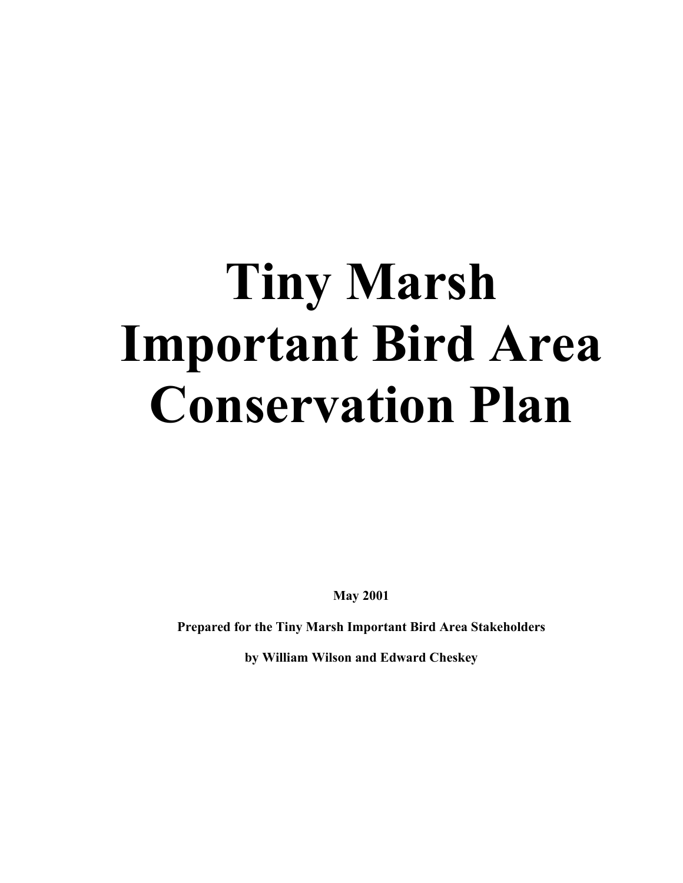# Tiny Marsh Important Bird Area Conservation Plan

**May 2001**

**Prepared for the Tiny Marsh Important Bird Area Stakeholders**

**by William Wilson and Edward Cheskey**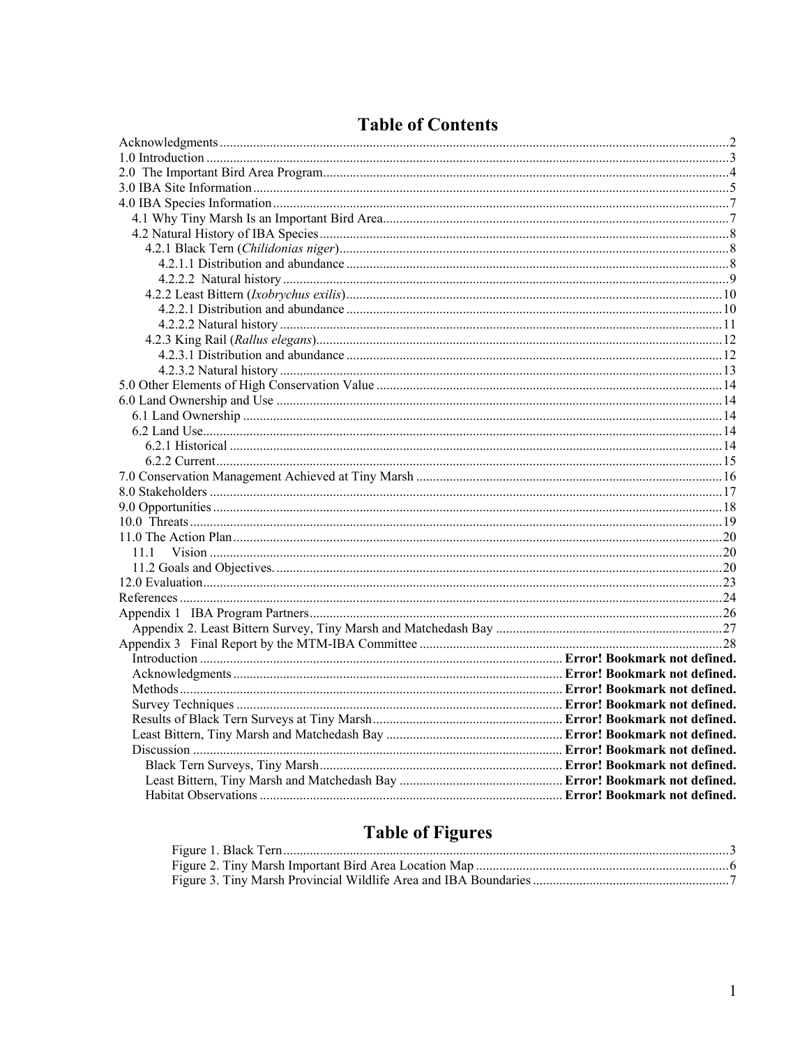# Table of Contents

Acknowledgments ........ 2
1.0 Introduction ........ 3
2.0 The Important Bird Area Program ........ 4
3.0 IBA Site Information ........ 5
4.0 IBA Species Information ........ 7
- 4.1 Why Tiny Marsh Is an Important Bird Area ........ 7
- 4.2 Natural History of IBA Species ........ 8
  - 4.2.1 Black Tern (*Chilidonias niger*) ........ 8
    - 4.2.1.1 Distribution and abundance ........ 8
    - 4.2.2.2 Natural history ........ 9
  - 4.2.2 Least Bittern (*Ixobrychus exilis*) ........ 10
    - 4.2.2.1 Distribution and abundance ........ 10
    - 4.2.2.2 Natural history ........ 11
  - 4.2.3 King Rail (*Rallus elegans*) ........ 12
    - 4.2.3.1 Distribution and abundance ........ 12
    - 4.2.3.2 Natural history ........ 13

5.0 Other Elements of High Conservation Value ........ 14
6.0 Land Ownership and Use ........ 14
- 6.1 Land Ownership ........ 14
- 6.2 Land Use ........ 14
  - 6.2.1 Historical ........ 14
  - 6.2.2 Current ........ 15

7.0 Conservation Management Achieved at Tiny Marsh ........ 16
8.0 Stakeholders ........ 17
9.0 Opportunities ........ 18
10.0 Threats ........ 19
11.0 The Action Plan ........ 20
- 11.1 Vision ........ 20
- 11.2 Goals and Objectives. ........ 20

12.0 Evaluation ........ 23
References ........ 24
Appendix 1 IBA Program Partners ........ 26
- Appendix 2. Least Bittern Survey, Tiny Marsh and Matchedash Bay ........ 27

Appendix 3 Final Report by the MTM-IBA Committee ........ 28
- Introduction ........ **Error! Bookmark not defined.**
- Acknowledgments ........ **Error! Bookmark not defined.**
- Methods ........ **Error! Bookmark not defined.**
- Survey Techniques ........ **Error! Bookmark not defined.**
- Results of Black Tern Surveys at Tiny Marsh ........ **Error! Bookmark not defined.**
- Least Bittern, Tiny Marsh and Matchedash Bay ........ **Error! Bookmark not defined.**
- Discussion ........ **Error! Bookmark not defined.**
  - Black Tern Surveys, Tiny Marsh ........ **Error! Bookmark not defined.**
  - Least Bittern, Tiny Marsh and Matchedash Bay ........ **Error! Bookmark not defined.**
  - Habitat Observations ........ **Error! Bookmark not defined.**

# Table of Figures

- Figure 1. Black Tern ........ 3
- Figure 2. Tiny Marsh Important Bird Area Location Map ........ 6
- Figure 3. Tiny Marsh Provincial Wildlife Area and IBA Boundaries ........ 7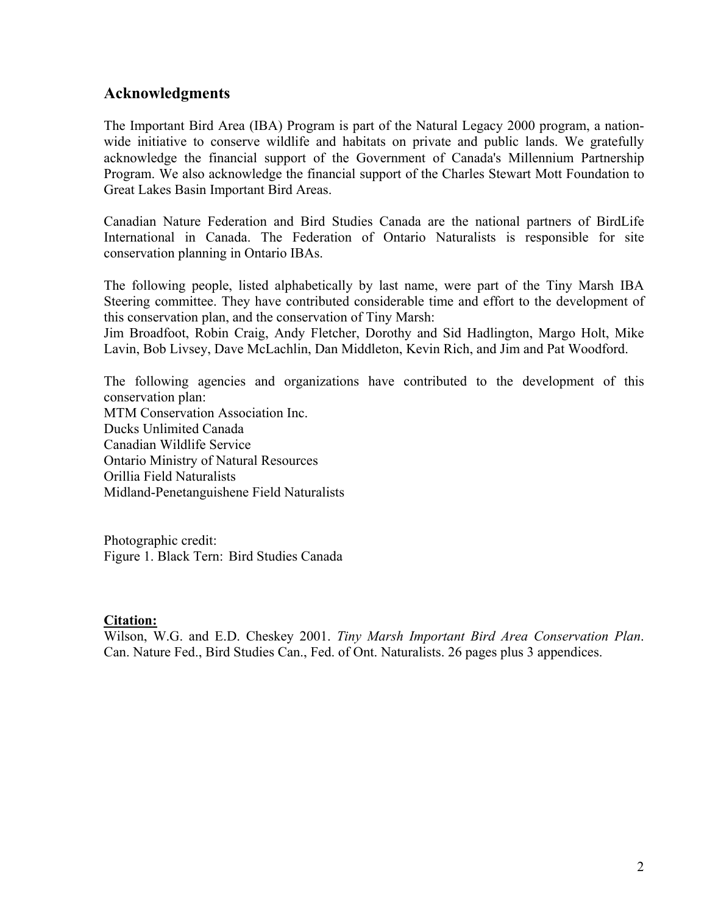## Acknowledgments

The Important Bird Area (IBA) Program is part of the Natural Legacy 2000 program, a nation-wide initiative to conserve wildlife and habitats on private and public lands. We gratefully acknowledge the financial support of the Government of Canada's Millennium Partnership Program. We also acknowledge the financial support of the Charles Stewart Mott Foundation to Great Lakes Basin Important Bird Areas.

Canadian Nature Federation and Bird Studies Canada are the national partners of BirdLife International in Canada. The Federation of Ontario Naturalists is responsible for site conservation planning in Ontario IBAs.

The following people, listed alphabetically by last name, were part of the Tiny Marsh IBA Steering committee. They have contributed considerable time and effort to the development of this conservation plan, and the conservation of Tiny Marsh:
Jim Broadfoot, Robin Craig, Andy Fletcher, Dorothy and Sid Hadlington, Margo Holt, Mike Lavin, Bob Livsey, Dave McLachlin, Dan Middleton, Kevin Rich, and Jim and Pat Woodford.

The following agencies and organizations have contributed to the development of this conservation plan:
MTM Conservation Association Inc.
Ducks Unlimited Canada
Canadian Wildlife Service
Ontario Ministry of Natural Resources
Orillia Field Naturalists
Midland-Penetanguishene Field Naturalists

Photographic credit:
Figure 1. Black Tern: Bird Studies Canada

**Citation:**
Wilson, W.G. and E.D. Cheskey 2001. *Tiny Marsh Important Bird Area Conservation Plan*. Can. Nature Fed., Bird Studies Can., Fed. of Ont. Naturalists. 26 pages plus 3 appendices.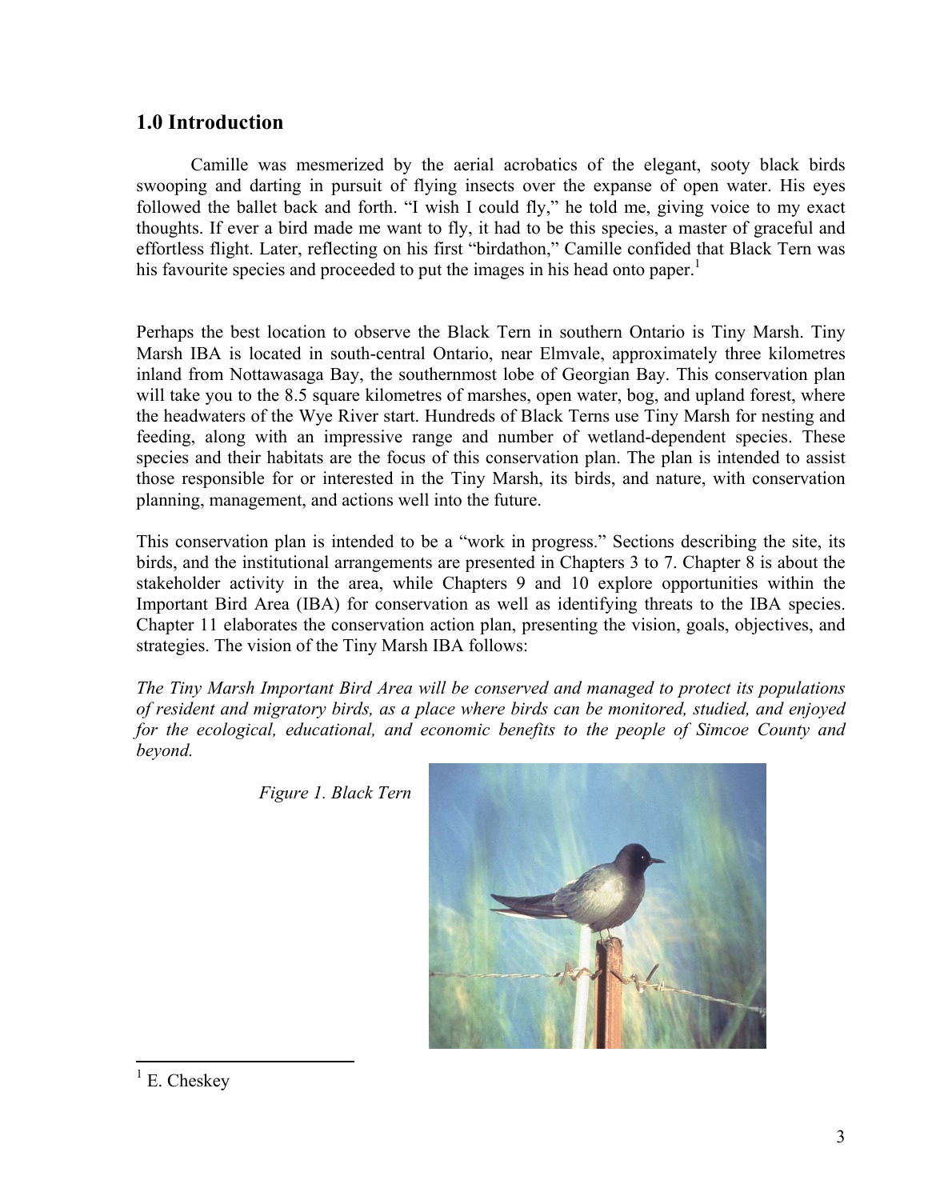## 1.0 Introduction

Camille was mesmerized by the aerial acrobatics of the elegant, sooty black birds swooping and darting in pursuit of flying insects over the expanse of open water. His eyes followed the ballet back and forth. "I wish I could fly," he told me, giving voice to my exact thoughts. If ever a bird made me want to fly, it had to be this species, a master of graceful and effortless flight. Later, reflecting on his first "birdathon," Camille confided that Black Tern was his favourite species and proceeded to put the images in his head onto paper.[1]

Perhaps the best location to observe the Black Tern in southern Ontario is Tiny Marsh. Tiny Marsh IBA is located in south-central Ontario, near Elmvale, approximately three kilometres inland from Nottawasaga Bay, the southernmost lobe of Georgian Bay. This conservation plan will take you to the 8.5 square kilometres of marshes, open water, bog, and upland forest, where the headwaters of the Wye River start. Hundreds of Black Terns use Tiny Marsh for nesting and feeding, along with an impressive range and number of wetland-dependent species. These species and their habitats are the focus of this conservation plan. The plan is intended to assist those responsible for or interested in the Tiny Marsh, its birds, and nature, with conservation planning, management, and actions well into the future.

This conservation plan is intended to be a "work in progress." Sections describing the site, its birds, and the institutional arrangements are presented in Chapters 3 to 7. Chapter 8 is about the stakeholder activity in the area, while Chapters 9 and 10 explore opportunities within the Important Bird Area (IBA) for conservation as well as identifying threats to the IBA species. Chapter 11 elaborates the conservation action plan, presenting the vision, goals, objectives, and strategies. The vision of the Tiny Marsh IBA follows:

*The Tiny Marsh Important Bird Area will be conserved and managed to protect its populations of resident and migratory birds, as a place where birds can be monitored, studied, and enjoyed for the ecological, educational, and economic benefits to the people of Simcoe County and beyond.*

*Figure 1. Black Tern*

[1] E. Cheskey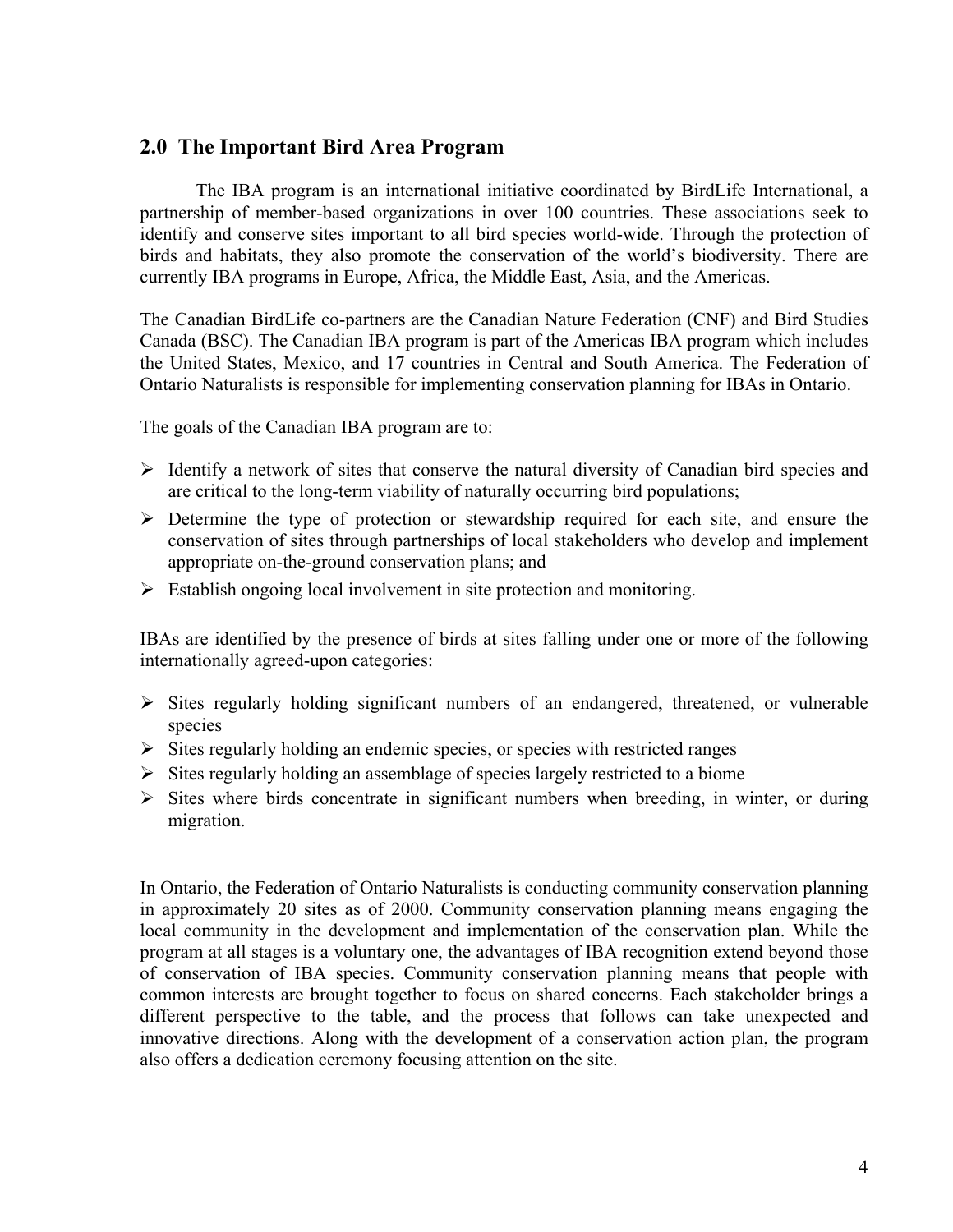## 2.0 The Important Bird Area Program

The IBA program is an international initiative coordinated by BirdLife International, a partnership of member-based organizations in over 100 countries. These associations seek to identify and conserve sites important to all bird species world-wide. Through the protection of birds and habitats, they also promote the conservation of the world's biodiversity. There are currently IBA programs in Europe, Africa, the Middle East, Asia, and the Americas.

The Canadian BirdLife co-partners are the Canadian Nature Federation (CNF) and Bird Studies Canada (BSC). The Canadian IBA program is part of the Americas IBA program which includes the United States, Mexico, and 17 countries in Central and South America. The Federation of Ontario Naturalists is responsible for implementing conservation planning for IBAs in Ontario.

The goals of the Canadian IBA program are to:

- Identify a network of sites that conserve the natural diversity of Canadian bird species and are critical to the long-term viability of naturally occurring bird populations;
- Determine the type of protection or stewardship required for each site, and ensure the conservation of sites through partnerships of local stakeholders who develop and implement appropriate on-the-ground conservation plans; and
- Establish ongoing local involvement in site protection and monitoring.

IBAs are identified by the presence of birds at sites falling under one or more of the following internationally agreed-upon categories:

- Sites regularly holding significant numbers of an endangered, threatened, or vulnerable species
- Sites regularly holding an endemic species, or species with restricted ranges
- Sites regularly holding an assemblage of species largely restricted to a biome
- Sites where birds concentrate in significant numbers when breeding, in winter, or during migration.

In Ontario, the Federation of Ontario Naturalists is conducting community conservation planning in approximately 20 sites as of 2000. Community conservation planning means engaging the local community in the development and implementation of the conservation plan. While the program at all stages is a voluntary one, the advantages of IBA recognition extend beyond those of conservation of IBA species. Community conservation planning means that people with common interests are brought together to focus on shared concerns. Each stakeholder brings a different perspective to the table, and the process that follows can take unexpected and innovative directions. Along with the development of a conservation action plan, the program also offers a dedication ceremony focusing attention on the site.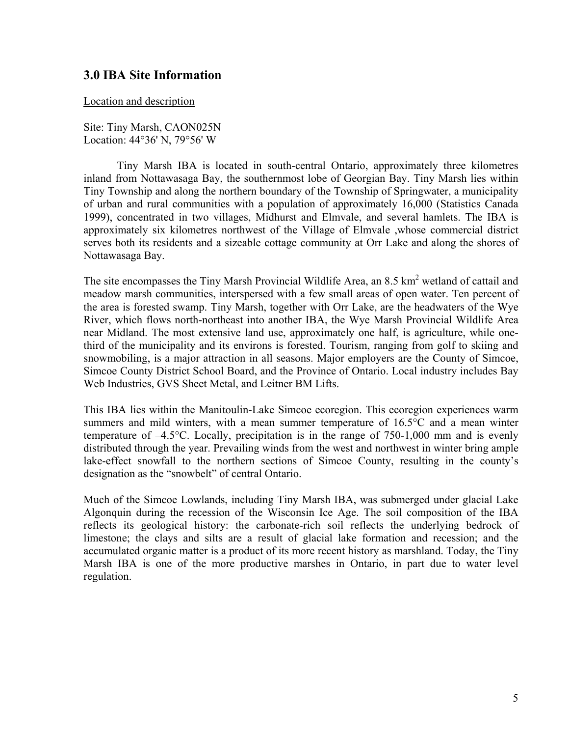## 3.0 IBA Site Information

Location and description

Site: Tiny Marsh, CAON025N
Location: 44°36' N, 79°56' W

Tiny Marsh IBA is located in south-central Ontario, approximately three kilometres inland from Nottawasaga Bay, the southernmost lobe of Georgian Bay. Tiny Marsh lies within Tiny Township and along the northern boundary of the Township of Springwater, a municipality of urban and rural communities with a population of approximately 16,000 (Statistics Canada 1999), concentrated in two villages, Midhurst and Elmvale, and several hamlets. The IBA is approximately six kilometres northwest of the Village of Elmvale ,whose commercial district serves both its residents and a sizeable cottage community at Orr Lake and along the shores of Nottawasaga Bay.

The site encompasses the Tiny Marsh Provincial Wildlife Area, an 8.5 $km^2$ wetland of cattail and meadow marsh communities, interspersed with a few small areas of open water. Ten percent of the area is forested swamp. Tiny Marsh, together with Orr Lake, are the headwaters of the Wye River, which flows north-northeast into another IBA, the Wye Marsh Provincial Wildlife Area near Midland. The most extensive land use, approximately one half, is agriculture, while one-third of the municipality and its environs is forested. Tourism, ranging from golf to skiing and snowmobiling, is a major attraction in all seasons. Major employers are the County of Simcoe, Simcoe County District School Board, and the Province of Ontario. Local industry includes Bay Web Industries, GVS Sheet Metal, and Leitner BM Lifts.

This IBA lies within the Manitoulin-Lake Simcoe ecoregion. This ecoregion experiences warm summers and mild winters, with a mean summer temperature of 16.5°C and a mean winter temperature of –4.5°C. Locally, precipitation is in the range of 750-1,000 mm and is evenly distributed through the year. Prevailing winds from the west and northwest in winter bring ample lake-effect snowfall to the northern sections of Simcoe County, resulting in the county's designation as the "snowbelt" of central Ontario.

Much of the Simcoe Lowlands, including Tiny Marsh IBA, was submerged under glacial Lake Algonquin during the recession of the Wisconsin Ice Age. The soil composition of the IBA reflects its geological history: the carbonate-rich soil reflects the underlying bedrock of limestone; the clays and silts are a result of glacial lake formation and recession; and the accumulated organic matter is a product of its more recent history as marshland. Today, the Tiny Marsh IBA is one of the more productive marshes in Ontario, in part due to water level regulation.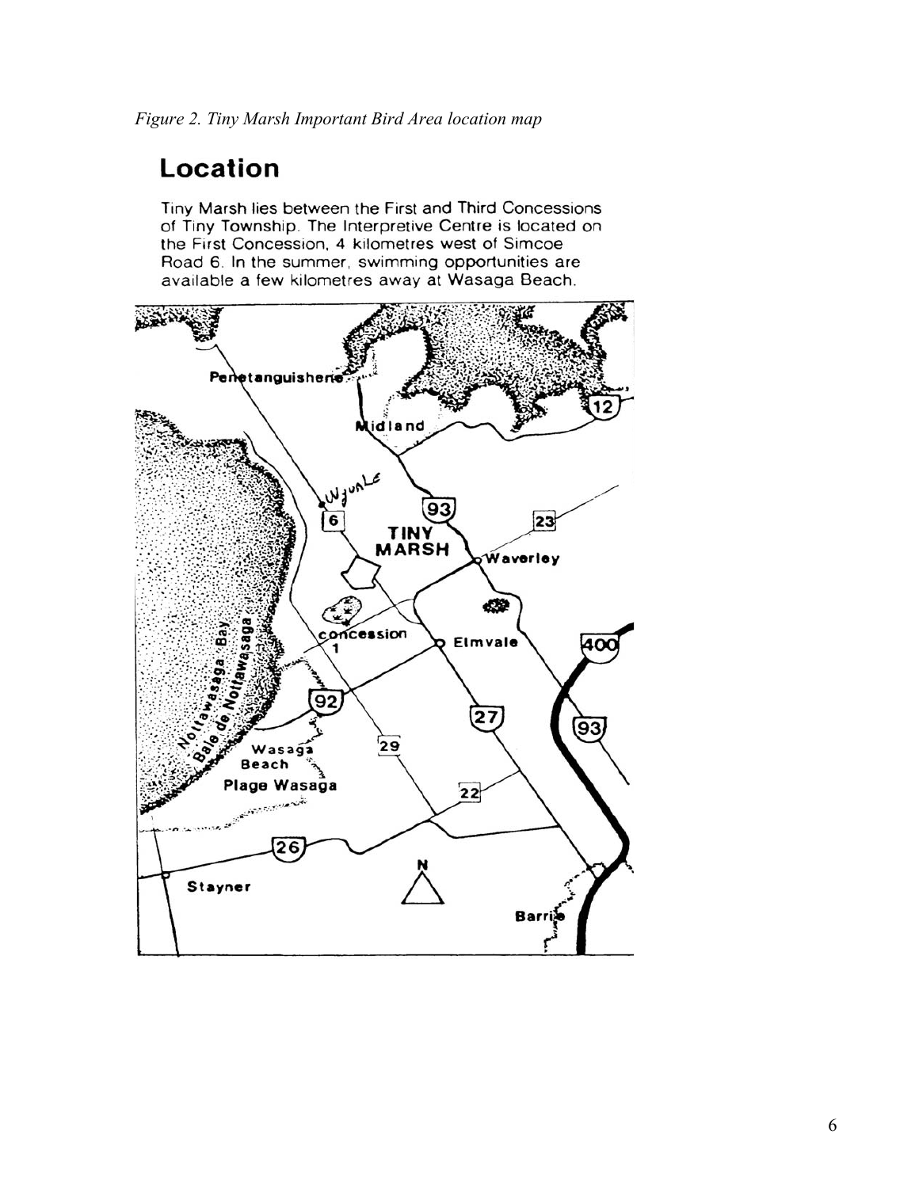*Figure 2. Tiny Marsh Important Bird Area location map*

## Location

Tiny Marsh lies between the First and Third Concessions of Tiny Township. The Interpretive Centre is located on the First Concession, 4 kilometres west of Simcoe Road 6. In the summer, swimming opportunities are available a few kilometres away at Wasaga Beach.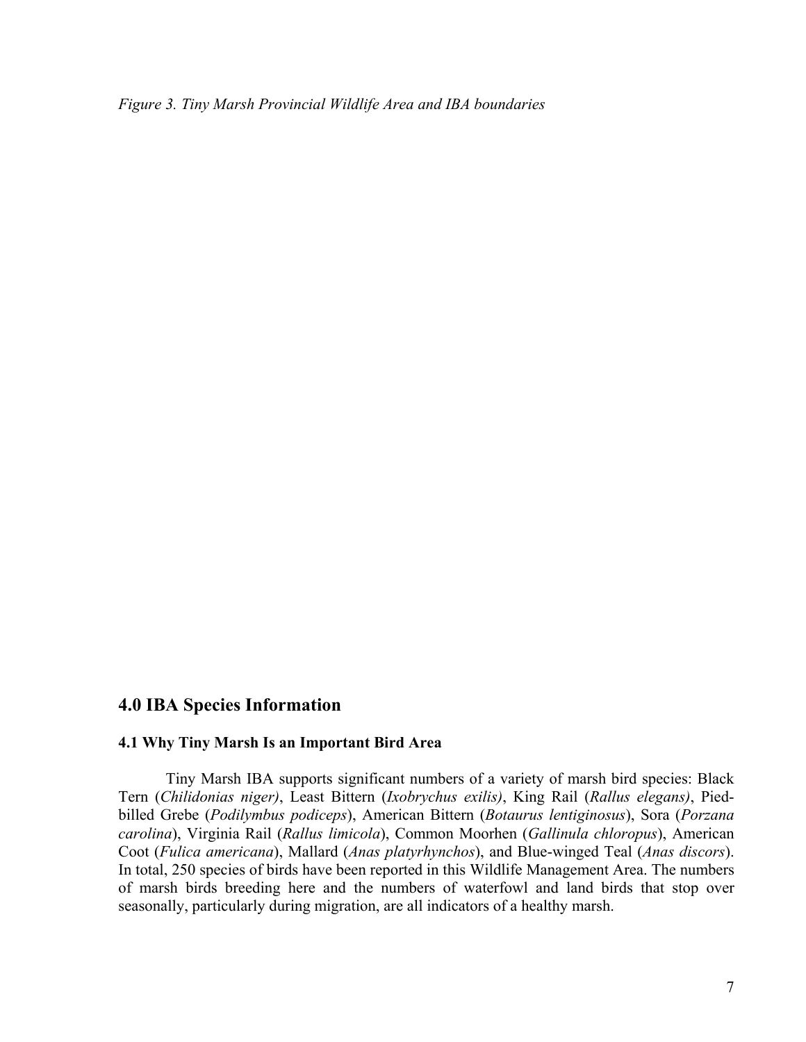*Figure 3. Tiny Marsh Provincial Wildlife Area and IBA boundaries*

## 4.0 IBA Species Information

### 4.1 Why Tiny Marsh Is an Important Bird Area

Tiny Marsh IBA supports significant numbers of a variety of marsh bird species: Black Tern (*Chilidonias niger)*, Least Bittern (*Ixobrychus exilis)*, King Rail (*Rallus elegans)*, Pied-billed Grebe (*Podilymbus podiceps*), American Bittern (*Botaurus lentiginosus*), Sora (*Porzana carolina*), Virginia Rail (*Rallus limicola*), Common Moorhen (*Gallinula chloropus*), American Coot (*Fulica americana*), Mallard (*Anas platyrhynchos*), and Blue-winged Teal (*Anas discors*). In total, 250 species of birds have been reported in this Wildlife Management Area. The numbers of marsh birds breeding here and the numbers of waterfowl and land birds that stop over seasonally, particularly during migration, are all indicators of a healthy marsh.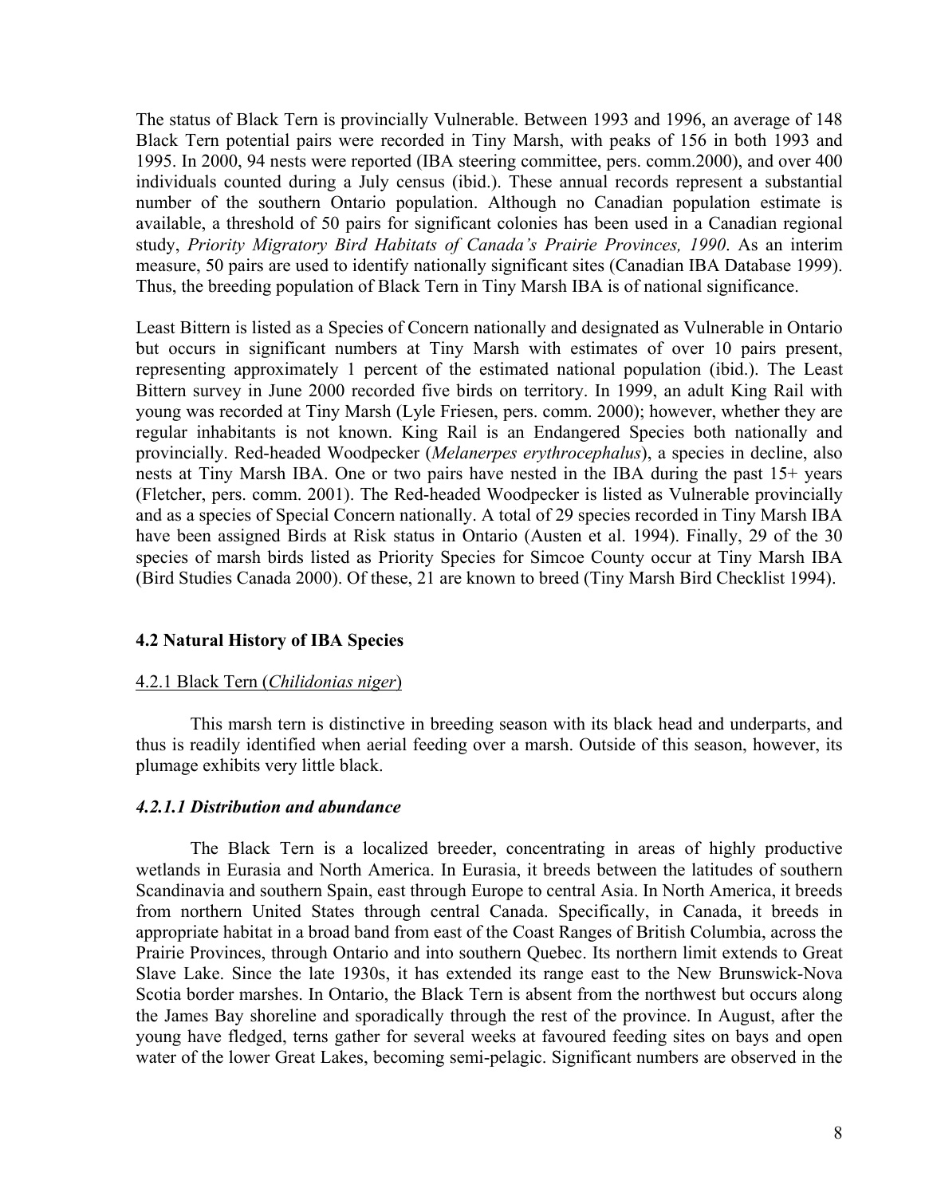The status of Black Tern is provincially Vulnerable. Between 1993 and 1996, an average of 148 Black Tern potential pairs were recorded in Tiny Marsh, with peaks of 156 in both 1993 and 1995. In 2000, 94 nests were reported (IBA steering committee, pers. comm.2000), and over 400 individuals counted during a July census (ibid.). These annual records represent a substantial number of the southern Ontario population. Although no Canadian population estimate is available, a threshold of 50 pairs for significant colonies has been used in a Canadian regional study, *Priority Migratory Bird Habitats of Canada's Prairie Provinces, 1990*. As an interim measure, 50 pairs are used to identify nationally significant sites (Canadian IBA Database 1999). Thus, the breeding population of Black Tern in Tiny Marsh IBA is of national significance.

Least Bittern is listed as a Species of Concern nationally and designated as Vulnerable in Ontario but occurs in significant numbers at Tiny Marsh with estimates of over 10 pairs present, representing approximately 1 percent of the estimated national population (ibid.). The Least Bittern survey in June 2000 recorded five birds on territory. In 1999, an adult King Rail with young was recorded at Tiny Marsh (Lyle Friesen, pers. comm. 2000); however, whether they are regular inhabitants is not known. King Rail is an Endangered Species both nationally and provincially. Red-headed Woodpecker (*Melanerpes erythrocephalus*), a species in decline, also nests at Tiny Marsh IBA. One or two pairs have nested in the IBA during the past 15+ years (Fletcher, pers. comm. 2001). The Red-headed Woodpecker is listed as Vulnerable provincially and as a species of Special Concern nationally. A total of 29 species recorded in Tiny Marsh IBA have been assigned Birds at Risk status in Ontario (Austen et al. 1994). Finally, 29 of the 30 species of marsh birds listed as Priority Species for Simcoe County occur at Tiny Marsh IBA (Bird Studies Canada 2000). Of these, 21 are known to breed (Tiny Marsh Bird Checklist 1994).

## 4.2 Natural History of IBA Species

### 4.2.1 Black Tern (*Chilidonias niger*)

This marsh tern is distinctive in breeding season with its black head and underparts, and thus is readily identified when aerial feeding over a marsh. Outside of this season, however, its plumage exhibits very little black.

#### *4.2.1.1 Distribution and abundance*

The Black Tern is a localized breeder, concentrating in areas of highly productive wetlands in Eurasia and North America. In Eurasia, it breeds between the latitudes of southern Scandinavia and southern Spain, east through Europe to central Asia. In North America, it breeds from northern United States through central Canada. Specifically, in Canada, it breeds in appropriate habitat in a broad band from east of the Coast Ranges of British Columbia, across the Prairie Provinces, through Ontario and into southern Quebec. Its northern limit extends to Great Slave Lake. Since the late 1930s, it has extended its range east to the New Brunswick-Nova Scotia border marshes. In Ontario, the Black Tern is absent from the northwest but occurs along the James Bay shoreline and sporadically through the rest of the province. In August, after the young have fledged, terns gather for several weeks at favoured feeding sites on bays and open water of the lower Great Lakes, becoming semi-pelagic. Significant numbers are observed in the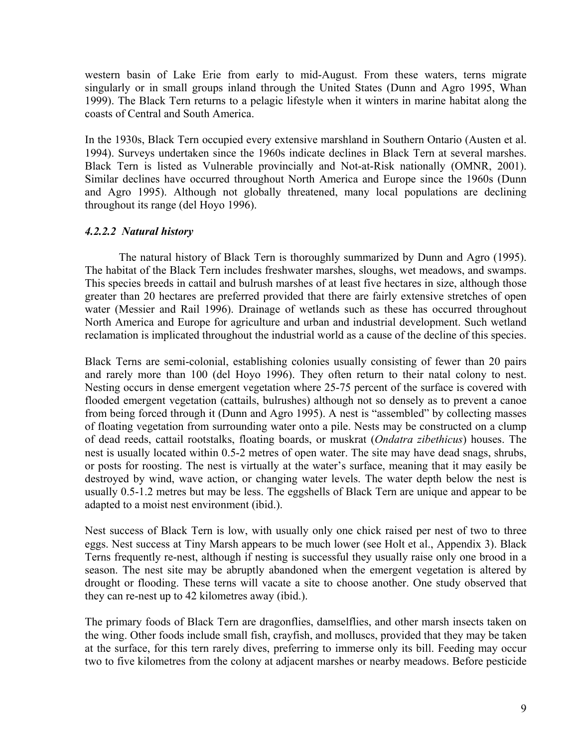western basin of Lake Erie from early to mid-August. From these waters, terns migrate singularly or in small groups inland through the United States (Dunn and Agro 1995, Whan 1999). The Black Tern returns to a pelagic lifestyle when it winters in marine habitat along the coasts of Central and South America.

In the 1930s, Black Tern occupied every extensive marshland in Southern Ontario (Austen et al. 1994). Surveys undertaken since the 1960s indicate declines in Black Tern at several marshes. Black Tern is listed as Vulnerable provincially and Not-at-Risk nationally (OMNR, 2001). Similar declines have occurred throughout North America and Europe since the 1960s (Dunn and Agro 1995). Although not globally threatened, many local populations are declining throughout its range (del Hoyo 1996).

#### *4.2.2.2 Natural history*

The natural history of Black Tern is thoroughly summarized by Dunn and Agro (1995). The habitat of the Black Tern includes freshwater marshes, sloughs, wet meadows, and swamps. This species breeds in cattail and bulrush marshes of at least five hectares in size, although those greater than 20 hectares are preferred provided that there are fairly extensive stretches of open water (Messier and Rail 1996). Drainage of wetlands such as these has occurred throughout North America and Europe for agriculture and urban and industrial development. Such wetland reclamation is implicated throughout the industrial world as a cause of the decline of this species.

Black Terns are semi-colonial, establishing colonies usually consisting of fewer than 20 pairs and rarely more than 100 (del Hoyo 1996). They often return to their natal colony to nest. Nesting occurs in dense emergent vegetation where 25-75 percent of the surface is covered with flooded emergent vegetation (cattails, bulrushes) although not so densely as to prevent a canoe from being forced through it (Dunn and Agro 1995). A nest is "assembled" by collecting masses of floating vegetation from surrounding water onto a pile. Nests may be constructed on a clump of dead reeds, cattail rootstalks, floating boards, or muskrat (*Ondatra zibethicus*) houses. The nest is usually located within 0.5-2 metres of open water. The site may have dead snags, shrubs, or posts for roosting. The nest is virtually at the water's surface, meaning that it may easily be destroyed by wind, wave action, or changing water levels. The water depth below the nest is usually 0.5-1.2 metres but may be less. The eggshells of Black Tern are unique and appear to be adapted to a moist nest environment (ibid.).

Nest success of Black Tern is low, with usually only one chick raised per nest of two to three eggs. Nest success at Tiny Marsh appears to be much lower (see Holt et al., Appendix 3). Black Terns frequently re-nest, although if nesting is successful they usually raise only one brood in a season. The nest site may be abruptly abandoned when the emergent vegetation is altered by drought or flooding. These terns will vacate a site to choose another. One study observed that they can re-nest up to 42 kilometres away (ibid.).

The primary foods of Black Tern are dragonflies, damselflies, and other marsh insects taken on the wing. Other foods include small fish, crayfish, and molluscs, provided that they may be taken at the surface, for this tern rarely dives, preferring to immerse only its bill. Feeding may occur two to five kilometres from the colony at adjacent marshes or nearby meadows. Before pesticide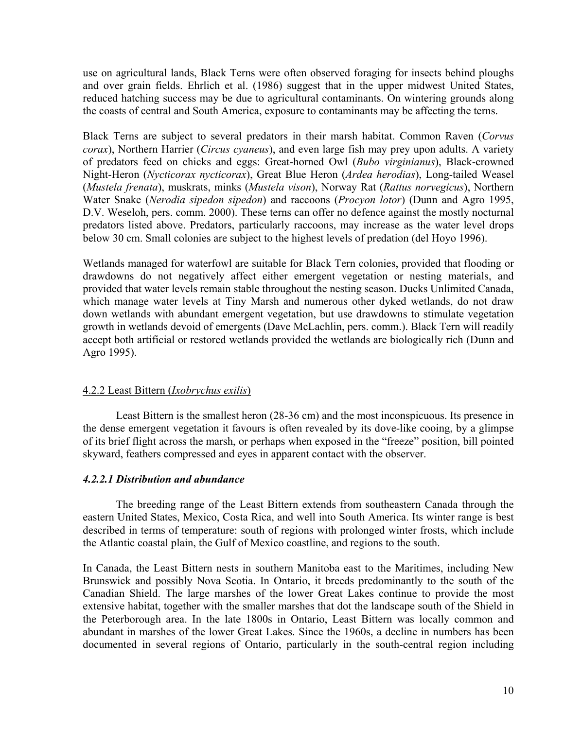use on agricultural lands, Black Terns were often observed foraging for insects behind ploughs and over grain fields. Ehrlich et al. (1986) suggest that in the upper midwest United States, reduced hatching success may be due to agricultural contaminants. On wintering grounds along the coasts of central and South America, exposure to contaminants may be affecting the terns.

Black Terns are subject to several predators in their marsh habitat. Common Raven (*Corvus corax*), Northern Harrier (*Circus cyaneus*), and even large fish may prey upon adults. A variety of predators feed on chicks and eggs: Great-horned Owl (*Bubo virginianus*), Black-crowned Night-Heron (*Nycticorax nycticorax*), Great Blue Heron (*Ardea herodias*), Long-tailed Weasel (*Mustela frenata*), muskrats, minks (*Mustela vison*), Norway Rat (*Rattus norvegicus*), Northern Water Snake (*Nerodia sipedon sipedon*) and raccoons (*Procyon lotor*) (Dunn and Agro 1995, D.V. Weseloh, pers. comm. 2000). These terns can offer no defence against the mostly nocturnal predators listed above. Predators, particularly raccoons, may increase as the water level drops below 30 cm. Small colonies are subject to the highest levels of predation (del Hoyo 1996).

Wetlands managed for waterfowl are suitable for Black Tern colonies, provided that flooding or drawdowns do not negatively affect either emergent vegetation or nesting materials, and provided that water levels remain stable throughout the nesting season. Ducks Unlimited Canada, which manage water levels at Tiny Marsh and numerous other dyked wetlands, do not draw down wetlands with abundant emergent vegetation, but use drawdowns to stimulate vegetation growth in wetlands devoid of emergents (Dave McLachlin, pers. comm.). Black Tern will readily accept both artificial or restored wetlands provided the wetlands are biologically rich (Dunn and Agro 1995).

### 4.2.2 Least Bittern (*Ixobrychus exilis*)

Least Bittern is the smallest heron (28-36 cm) and the most inconspicuous. Its presence in the dense emergent vegetation it favours is often revealed by its dove-like cooing, by a glimpse of its brief flight across the marsh, or perhaps when exposed in the "freeze" position, bill pointed skyward, feathers compressed and eyes in apparent contact with the observer.

#### *4.2.2.1 Distribution and abundance*

The breeding range of the Least Bittern extends from southeastern Canada through the eastern United States, Mexico, Costa Rica, and well into South America. Its winter range is best described in terms of temperature: south of regions with prolonged winter frosts, which include the Atlantic coastal plain, the Gulf of Mexico coastline, and regions to the south.

In Canada, the Least Bittern nests in southern Manitoba east to the Maritimes, including New Brunswick and possibly Nova Scotia. In Ontario, it breeds predominantly to the south of the Canadian Shield. The large marshes of the lower Great Lakes continue to provide the most extensive habitat, together with the smaller marshes that dot the landscape south of the Shield in the Peterborough area. In the late 1800s in Ontario, Least Bittern was locally common and abundant in marshes of the lower Great Lakes. Since the 1960s, a decline in numbers has been documented in several regions of Ontario, particularly in the south-central region including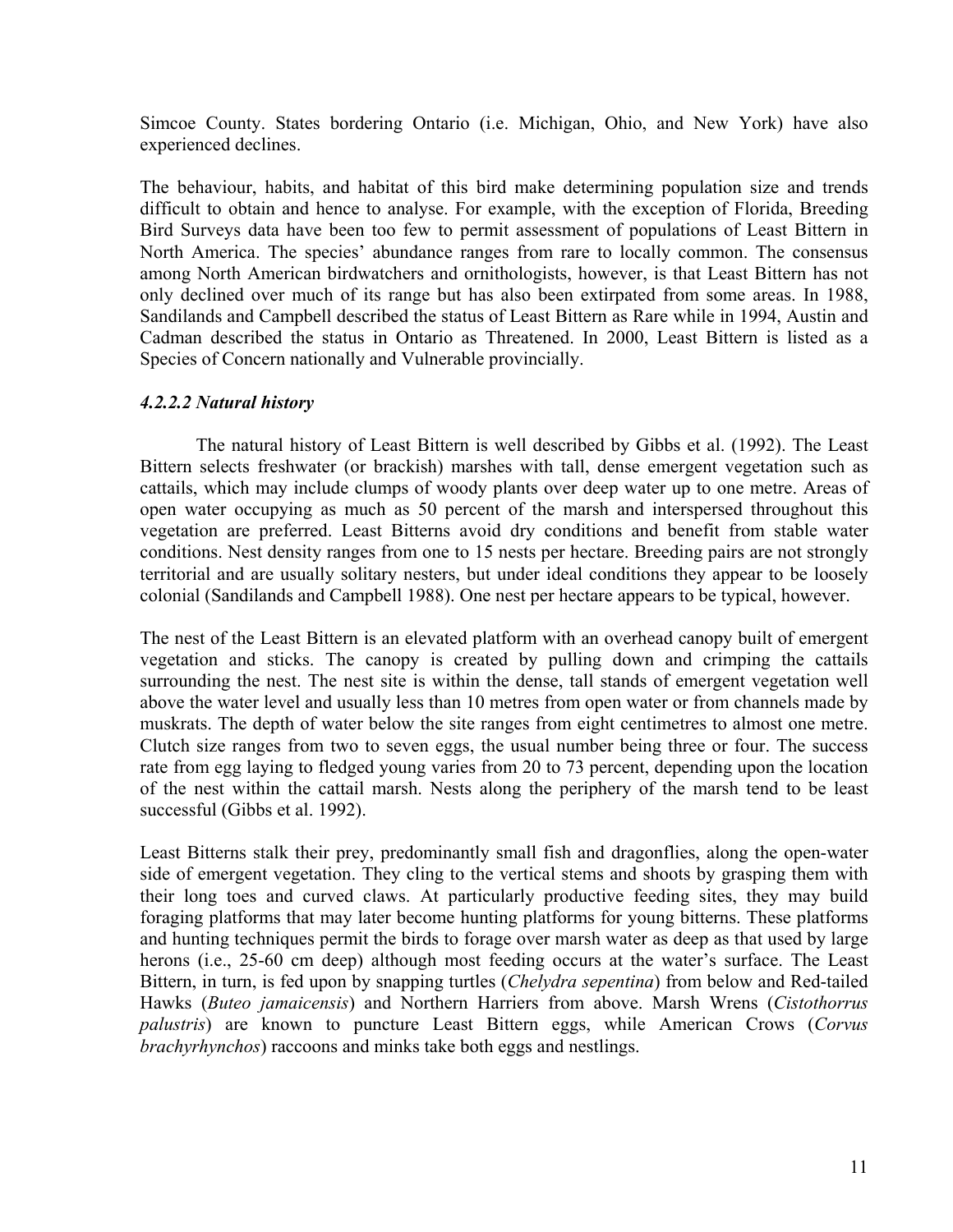Simcoe County. States bordering Ontario (i.e. Michigan, Ohio, and New York) have also experienced declines.

The behaviour, habits, and habitat of this bird make determining population size and trends difficult to obtain and hence to analyse. For example, with the exception of Florida, Breeding Bird Surveys data have been too few to permit assessment of populations of Least Bittern in North America. The species' abundance ranges from rare to locally common. The consensus among North American birdwatchers and ornithologists, however, is that Least Bittern has not only declined over much of its range but has also been extirpated from some areas. In 1988, Sandilands and Campbell described the status of Least Bittern as Rare while in 1994, Austin and Cadman described the status in Ontario as Threatened. In 2000, Least Bittern is listed as a Species of Concern nationally and Vulnerable provincially.

#### *4.2.2.2 Natural history*

The natural history of Least Bittern is well described by Gibbs et al. (1992). The Least Bittern selects freshwater (or brackish) marshes with tall, dense emergent vegetation such as cattails, which may include clumps of woody plants over deep water up to one metre. Areas of open water occupying as much as 50 percent of the marsh and interspersed throughout this vegetation are preferred. Least Bitterns avoid dry conditions and benefit from stable water conditions. Nest density ranges from one to 15 nests per hectare. Breeding pairs are not strongly territorial and are usually solitary nesters, but under ideal conditions they appear to be loosely colonial (Sandilands and Campbell 1988). One nest per hectare appears to be typical, however.

The nest of the Least Bittern is an elevated platform with an overhead canopy built of emergent vegetation and sticks. The canopy is created by pulling down and crimping the cattails surrounding the nest. The nest site is within the dense, tall stands of emergent vegetation well above the water level and usually less than 10 metres from open water or from channels made by muskrats. The depth of water below the site ranges from eight centimetres to almost one metre. Clutch size ranges from two to seven eggs, the usual number being three or four. The success rate from egg laying to fledged young varies from 20 to 73 percent, depending upon the location of the nest within the cattail marsh. Nests along the periphery of the marsh tend to be least successful (Gibbs et al. 1992).

Least Bitterns stalk their prey, predominantly small fish and dragonflies, along the open-water side of emergent vegetation. They cling to the vertical stems and shoots by grasping them with their long toes and curved claws. At particularly productive feeding sites, they may build foraging platforms that may later become hunting platforms for young bitterns. These platforms and hunting techniques permit the birds to forage over marsh water as deep as that used by large herons (i.e., 25-60 cm deep) although most feeding occurs at the water's surface. The Least Bittern, in turn, is fed upon by snapping turtles (*Chelydra sepentina*) from below and Red-tailed Hawks (*Buteo jamaicensis*) and Northern Harriers from above. Marsh Wrens (*Cistothorrus palustris*) are known to puncture Least Bittern eggs, while American Crows (*Corvus brachyrhynchos*) raccoons and minks take both eggs and nestlings.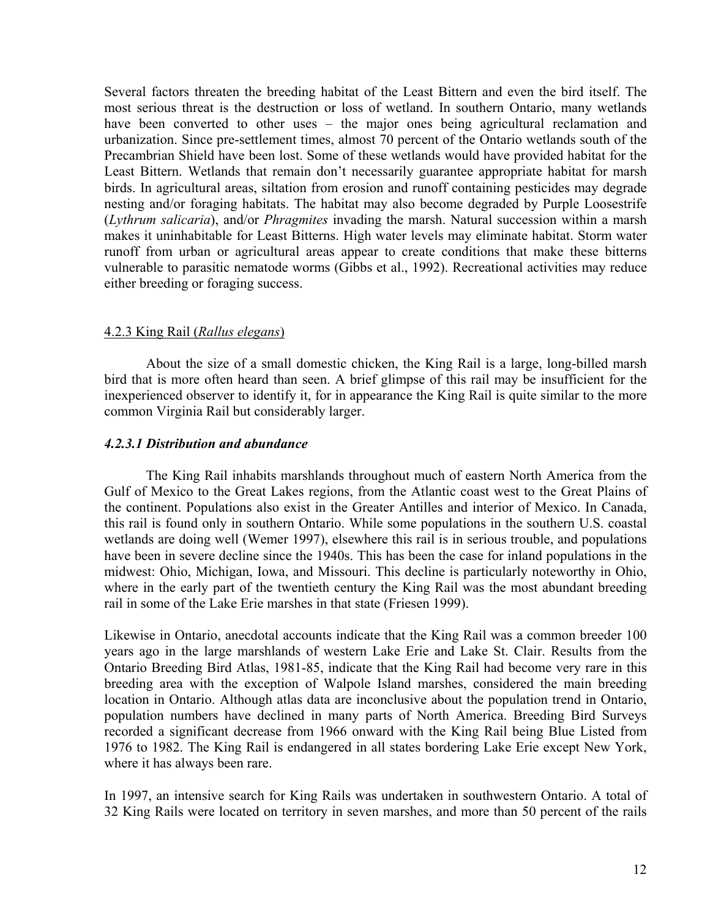Several factors threaten the breeding habitat of the Least Bittern and even the bird itself. The most serious threat is the destruction or loss of wetland. In southern Ontario, many wetlands have been converted to other uses – the major ones being agricultural reclamation and urbanization. Since pre-settlement times, almost 70 percent of the Ontario wetlands south of the Precambrian Shield have been lost. Some of these wetlands would have provided habitat for the Least Bittern. Wetlands that remain don't necessarily guarantee appropriate habitat for marsh birds. In agricultural areas, siltation from erosion and runoff containing pesticides may degrade nesting and/or foraging habitats. The habitat may also become degraded by Purple Loosestrife (*Lythrum salicaria*), and/or *Phragmites* invading the marsh. Natural succession within a marsh makes it uninhabitable for Least Bitterns. High water levels may eliminate habitat. Storm water runoff from urban or agricultural areas appear to create conditions that make these bitterns vulnerable to parasitic nematode worms (Gibbs et al., 1992). Recreational activities may reduce either breeding or foraging success.

### 4.2.3 King Rail (*Rallus elegans*)

About the size of a small domestic chicken, the King Rail is a large, long-billed marsh bird that is more often heard than seen. A brief glimpse of this rail may be insufficient for the inexperienced observer to identify it, for in appearance the King Rail is quite similar to the more common Virginia Rail but considerably larger.

#### *4.2.3.1 Distribution and abundance*

The King Rail inhabits marshlands throughout much of eastern North America from the Gulf of Mexico to the Great Lakes regions, from the Atlantic coast west to the Great Plains of the continent. Populations also exist in the Greater Antilles and interior of Mexico. In Canada, this rail is found only in southern Ontario. While some populations in the southern U.S. coastal wetlands are doing well (Wemer 1997), elsewhere this rail is in serious trouble, and populations have been in severe decline since the 1940s. This has been the case for inland populations in the midwest: Ohio, Michigan, Iowa, and Missouri. This decline is particularly noteworthy in Ohio, where in the early part of the twentieth century the King Rail was the most abundant breeding rail in some of the Lake Erie marshes in that state (Friesen 1999).

Likewise in Ontario, anecdotal accounts indicate that the King Rail was a common breeder 100 years ago in the large marshlands of western Lake Erie and Lake St. Clair. Results from the Ontario Breeding Bird Atlas, 1981-85, indicate that the King Rail had become very rare in this breeding area with the exception of Walpole Island marshes, considered the main breeding location in Ontario. Although atlas data are inconclusive about the population trend in Ontario, population numbers have declined in many parts of North America. Breeding Bird Surveys recorded a significant decrease from 1966 onward with the King Rail being Blue Listed from 1976 to 1982. The King Rail is endangered in all states bordering Lake Erie except New York, where it has always been rare.

In 1997, an intensive search for King Rails was undertaken in southwestern Ontario. A total of 32 King Rails were located on territory in seven marshes, and more than 50 percent of the rails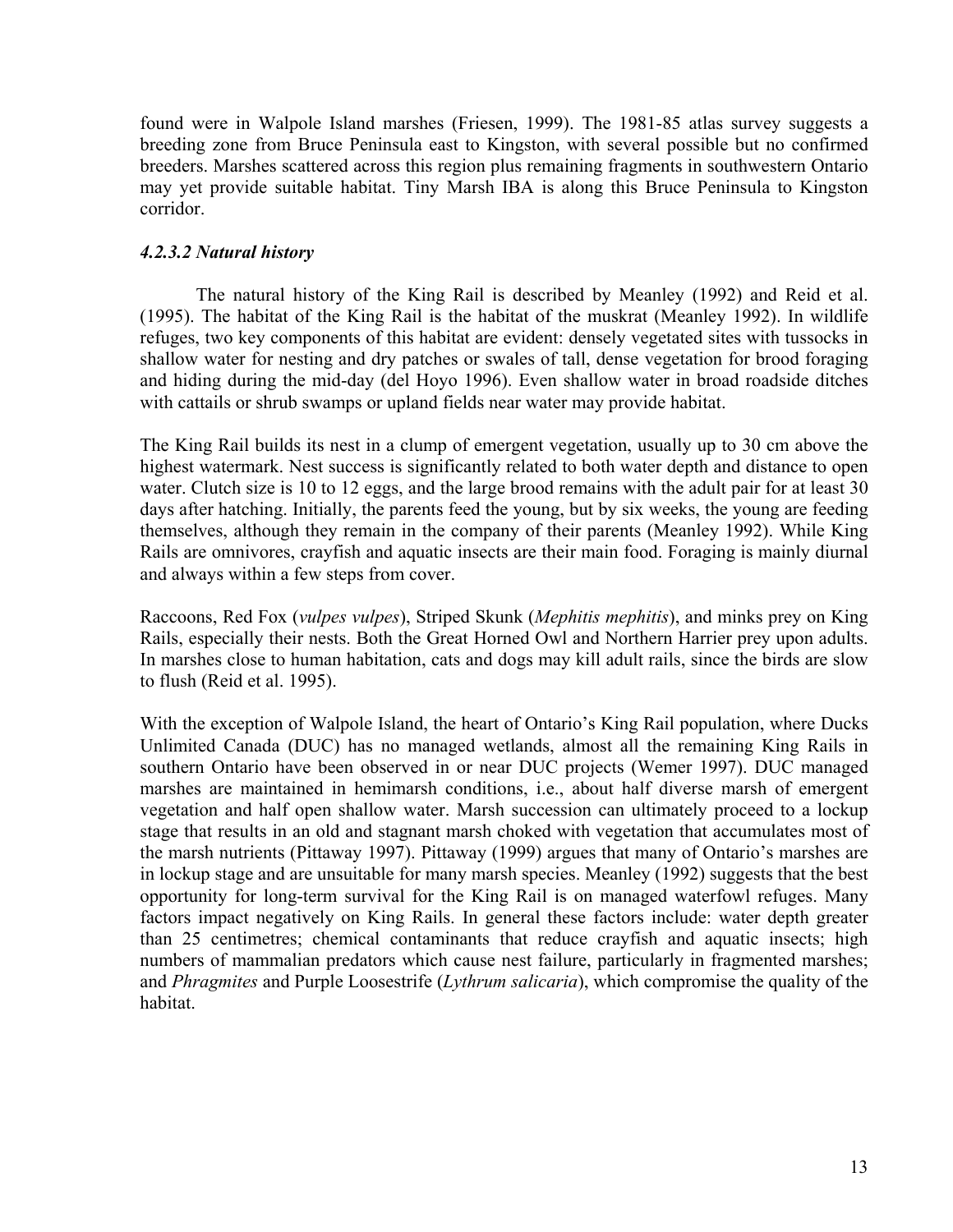found were in Walpole Island marshes (Friesen, 1999). The 1981-85 atlas survey suggests a breeding zone from Bruce Peninsula east to Kingston, with several possible but no confirmed breeders. Marshes scattered across this region plus remaining fragments in southwestern Ontario may yet provide suitable habitat. Tiny Marsh IBA is along this Bruce Peninsula to Kingston corridor.

#### *4.2.3.2 Natural history*

The natural history of the King Rail is described by Meanley (1992) and Reid et al. (1995). The habitat of the King Rail is the habitat of the muskrat (Meanley 1992). In wildlife refuges, two key components of this habitat are evident: densely vegetated sites with tussocks in shallow water for nesting and dry patches or swales of tall, dense vegetation for brood foraging and hiding during the mid-day (del Hoyo 1996). Even shallow water in broad roadside ditches with cattails or shrub swamps or upland fields near water may provide habitat.

The King Rail builds its nest in a clump of emergent vegetation, usually up to 30 cm above the highest watermark. Nest success is significantly related to both water depth and distance to open water. Clutch size is 10 to 12 eggs, and the large brood remains with the adult pair for at least 30 days after hatching. Initially, the parents feed the young, but by six weeks, the young are feeding themselves, although they remain in the company of their parents (Meanley 1992). While King Rails are omnivores, crayfish and aquatic insects are their main food. Foraging is mainly diurnal and always within a few steps from cover.

Raccoons, Red Fox (*vulpes vulpes*), Striped Skunk (*Mephitis mephitis*), and minks prey on King Rails, especially their nests. Both the Great Horned Owl and Northern Harrier prey upon adults. In marshes close to human habitation, cats and dogs may kill adult rails, since the birds are slow to flush (Reid et al. 1995).

With the exception of Walpole Island, the heart of Ontario's King Rail population, where Ducks Unlimited Canada (DUC) has no managed wetlands, almost all the remaining King Rails in southern Ontario have been observed in or near DUC projects (Wemer 1997). DUC managed marshes are maintained in hemimarsh conditions, i.e., about half diverse marsh of emergent vegetation and half open shallow water. Marsh succession can ultimately proceed to a lockup stage that results in an old and stagnant marsh choked with vegetation that accumulates most of the marsh nutrients (Pittaway 1997). Pittaway (1999) argues that many of Ontario's marshes are in lockup stage and are unsuitable for many marsh species. Meanley (1992) suggests that the best opportunity for long-term survival for the King Rail is on managed waterfowl refuges. Many factors impact negatively on King Rails. In general these factors include: water depth greater than 25 centimetres; chemical contaminants that reduce crayfish and aquatic insects; high numbers of mammalian predators which cause nest failure, particularly in fragmented marshes; and *Phragmites* and Purple Loosestrife (*Lythrum salicaria*), which compromise the quality of the habitat.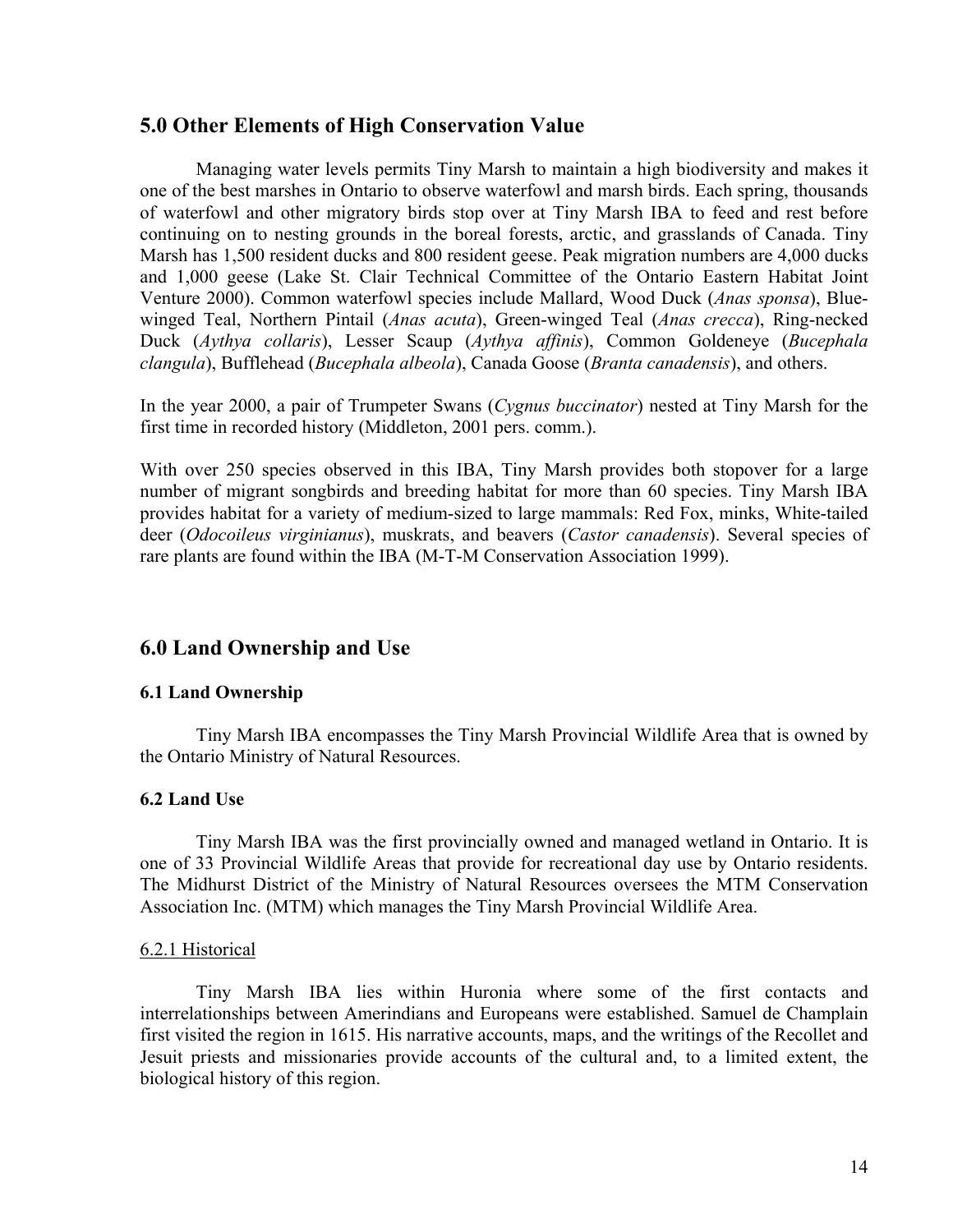## 5.0 Other Elements of High Conservation Value

Managing water levels permits Tiny Marsh to maintain a high biodiversity and makes it one of the best marshes in Ontario to observe waterfowl and marsh birds. Each spring, thousands of waterfowl and other migratory birds stop over at Tiny Marsh IBA to feed and rest before continuing on to nesting grounds in the boreal forests, arctic, and grasslands of Canada. Tiny Marsh has 1,500 resident ducks and 800 resident geese. Peak migration numbers are 4,000 ducks and 1,000 geese (Lake St. Clair Technical Committee of the Ontario Eastern Habitat Joint Venture 2000). Common waterfowl species include Mallard, Wood Duck (*Anas sponsa*), Blue-winged Teal, Northern Pintail (*Anas acuta*), Green-winged Teal (*Anas crecca*), Ring-necked Duck (*Aythya collaris*), Lesser Scaup (*Aythya affinis*), Common Goldeneye (*Bucephala clangula*), Bufflehead (*Bucephala albeola*), Canada Goose (*Branta canadensis*), and others.

In the year 2000, a pair of Trumpeter Swans (*Cygnus buccinator*) nested at Tiny Marsh for the first time in recorded history (Middleton, 2001 pers. comm.).

With over 250 species observed in this IBA, Tiny Marsh provides both stopover for a large number of migrant songbirds and breeding habitat for more than 60 species. Tiny Marsh IBA provides habitat for a variety of medium-sized to large mammals: Red Fox, minks, White-tailed deer (*Odocoileus virginianus*), muskrats, and beavers (*Castor canadensis*). Several species of rare plants are found within the IBA (M-T-M Conservation Association 1999).

## 6.0 Land Ownership and Use

### 6.1 Land Ownership

Tiny Marsh IBA encompasses the Tiny Marsh Provincial Wildlife Area that is owned by the Ontario Ministry of Natural Resources.

### 6.2 Land Use

Tiny Marsh IBA was the first provincially owned and managed wetland in Ontario. It is one of 33 Provincial Wildlife Areas that provide for recreational day use by Ontario residents. The Midhurst District of the Ministry of Natural Resources oversees the MTM Conservation Association Inc. (MTM) which manages the Tiny Marsh Provincial Wildlife Area.

#### 6.2.1 Historical

Tiny Marsh IBA lies within Huronia where some of the first contacts and interrelationships between Amerindians and Europeans were established. Samuel de Champlain first visited the region in 1615. His narrative accounts, maps, and the writings of the Recollet and Jesuit priests and missionaries provide accounts of the cultural and, to a limited extent, the biological history of this region.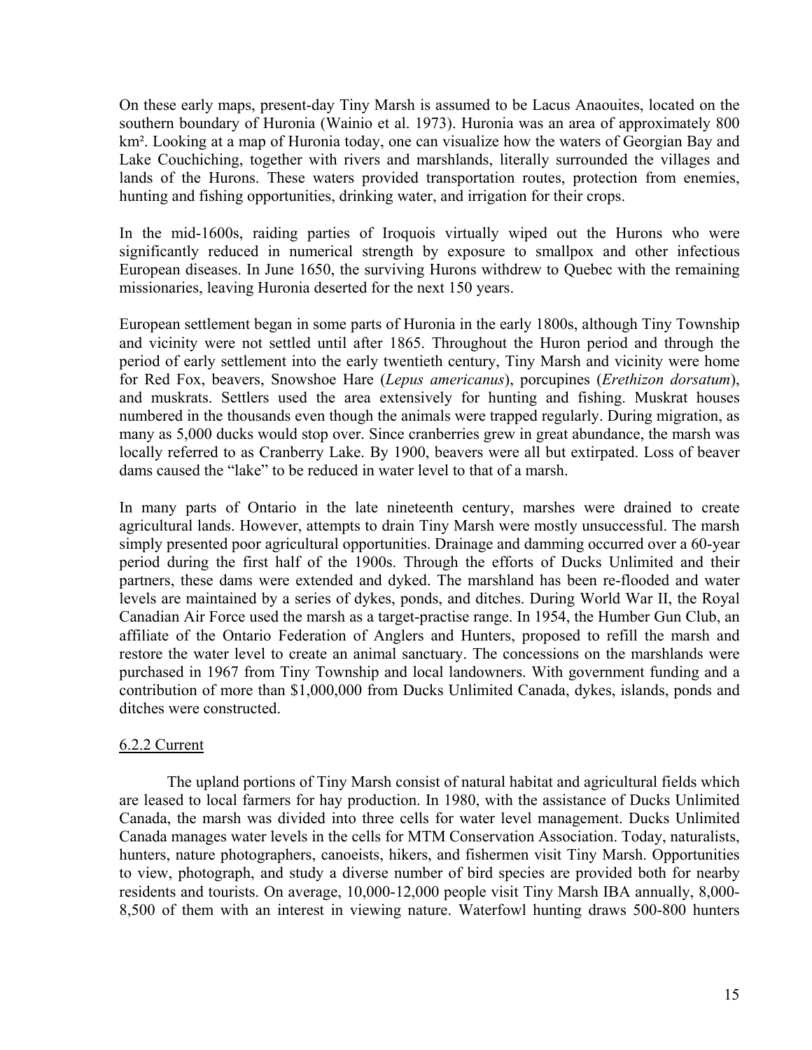On these early maps, present-day Tiny Marsh is assumed to be Lacus Anaouites, located on the southern boundary of Huronia (Wainio et al. 1973). Huronia was an area of approximately 800 km². Looking at a map of Huronia today, one can visualize how the waters of Georgian Bay and Lake Couchiching, together with rivers and marshlands, literally surrounded the villages and lands of the Hurons. These waters provided transportation routes, protection from enemies, hunting and fishing opportunities, drinking water, and irrigation for their crops.

In the mid-1600s, raiding parties of Iroquois virtually wiped out the Hurons who were significantly reduced in numerical strength by exposure to smallpox and other infectious European diseases. In June 1650, the surviving Hurons withdrew to Quebec with the remaining missionaries, leaving Huronia deserted for the next 150 years.

European settlement began in some parts of Huronia in the early 1800s, although Tiny Township and vicinity were not settled until after 1865. Throughout the Huron period and through the period of early settlement into the early twentieth century, Tiny Marsh and vicinity were home for Red Fox, beavers, Snowshoe Hare (*Lepus americanus*), porcupines (*Erethizon dorsatum*), and muskrats. Settlers used the area extensively for hunting and fishing. Muskrat houses numbered in the thousands even though the animals were trapped regularly. During migration, as many as 5,000 ducks would stop over. Since cranberries grew in great abundance, the marsh was locally referred to as Cranberry Lake. By 1900, beavers were all but extirpated. Loss of beaver dams caused the "lake" to be reduced in water level to that of a marsh.

In many parts of Ontario in the late nineteenth century, marshes were drained to create agricultural lands. However, attempts to drain Tiny Marsh were mostly unsuccessful. The marsh simply presented poor agricultural opportunities. Drainage and damming occurred over a 60-year period during the first half of the 1900s. Through the efforts of Ducks Unlimited and their partners, these dams were extended and dyked. The marshland has been re-flooded and water levels are maintained by a series of dykes, ponds, and ditches. During World War II, the Royal Canadian Air Force used the marsh as a target-practise range. In 1954, the Humber Gun Club, an affiliate of the Ontario Federation of Anglers and Hunters, proposed to refill the marsh and restore the water level to create an animal sanctuary. The concessions on the marshlands were purchased in 1967 from Tiny Township and local landowners. With government funding and a contribution of more than $1,000,000 from Ducks Unlimited Canada, dykes, islands, ponds and ditches were constructed.

### 6.2.2 Current

The upland portions of Tiny Marsh consist of natural habitat and agricultural fields which are leased to local farmers for hay production. In 1980, with the assistance of Ducks Unlimited Canada, the marsh was divided into three cells for water level management. Ducks Unlimited Canada manages water levels in the cells for MTM Conservation Association. Today, naturalists, hunters, nature photographers, canoeists, hikers, and fishermen visit Tiny Marsh. Opportunities to view, photograph, and study a diverse number of bird species are provided both for nearby residents and tourists. On average, 10,000-12,000 people visit Tiny Marsh IBA annually, 8,000-8,500 of them with an interest in viewing nature. Waterfowl hunting draws 500-800 hunters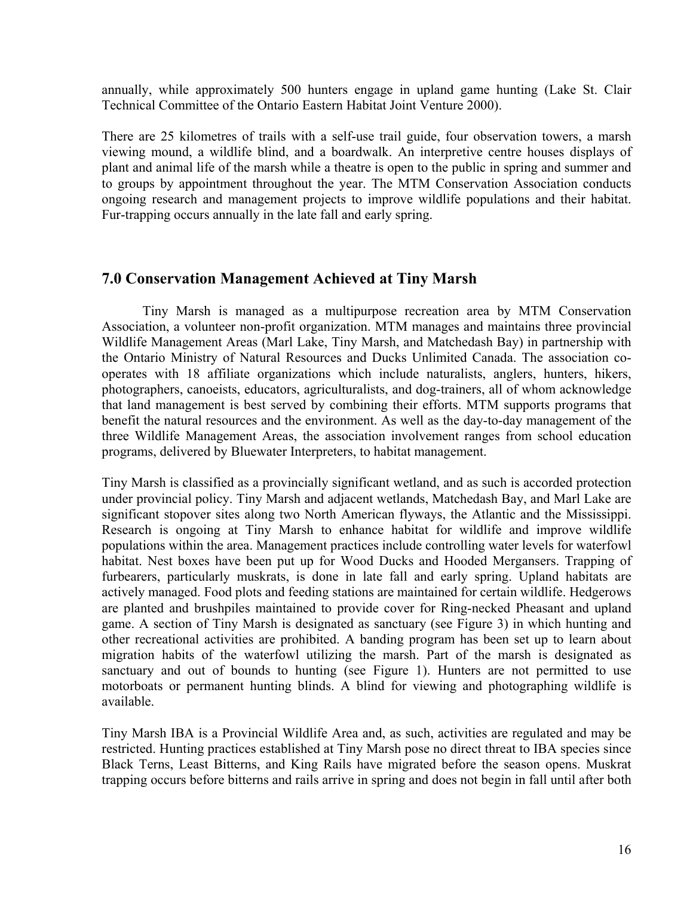annually, while approximately 500 hunters engage in upland game hunting (Lake St. Clair Technical Committee of the Ontario Eastern Habitat Joint Venture 2000).

There are 25 kilometres of trails with a self-use trail guide, four observation towers, a marsh viewing mound, a wildlife blind, and a boardwalk. An interpretive centre houses displays of plant and animal life of the marsh while a theatre is open to the public in spring and summer and to groups by appointment throughout the year. The MTM Conservation Association conducts ongoing research and management projects to improve wildlife populations and their habitat. Fur-trapping occurs annually in the late fall and early spring.

## 7.0 Conservation Management Achieved at Tiny Marsh

Tiny Marsh is managed as a multipurpose recreation area by MTM Conservation Association, a volunteer non-profit organization. MTM manages and maintains three provincial Wildlife Management Areas (Marl Lake, Tiny Marsh, and Matchedash Bay) in partnership with the Ontario Ministry of Natural Resources and Ducks Unlimited Canada. The association co-operates with 18 affiliate organizations which include naturalists, anglers, hunters, hikers, photographers, canoeists, educators, agriculturalists, and dog-trainers, all of whom acknowledge that land management is best served by combining their efforts. MTM supports programs that benefit the natural resources and the environment. As well as the day-to-day management of the three Wildlife Management Areas, the association involvement ranges from school education programs, delivered by Bluewater Interpreters, to habitat management.

Tiny Marsh is classified as a provincially significant wetland, and as such is accorded protection under provincial policy. Tiny Marsh and adjacent wetlands, Matchedash Bay, and Marl Lake are significant stopover sites along two North American flyways, the Atlantic and the Mississippi. Research is ongoing at Tiny Marsh to enhance habitat for wildlife and improve wildlife populations within the area. Management practices include controlling water levels for waterfowl habitat. Nest boxes have been put up for Wood Ducks and Hooded Mergansers. Trapping of furbearers, particularly muskrats, is done in late fall and early spring. Upland habitats are actively managed. Food plots and feeding stations are maintained for certain wildlife. Hedgerows are planted and brushpiles maintained to provide cover for Ring-necked Pheasant and upland game. A section of Tiny Marsh is designated as sanctuary (see Figure 3) in which hunting and other recreational activities are prohibited. A banding program has been set up to learn about migration habits of the waterfowl utilizing the marsh. Part of the marsh is designated as sanctuary and out of bounds to hunting (see Figure 1). Hunters are not permitted to use motorboats or permanent hunting blinds. A blind for viewing and photographing wildlife is available.

Tiny Marsh IBA is a Provincial Wildlife Area and, as such, activities are regulated and may be restricted. Hunting practices established at Tiny Marsh pose no direct threat to IBA species since Black Terns, Least Bitterns, and King Rails have migrated before the season opens. Muskrat trapping occurs before bitterns and rails arrive in spring and does not begin in fall until after both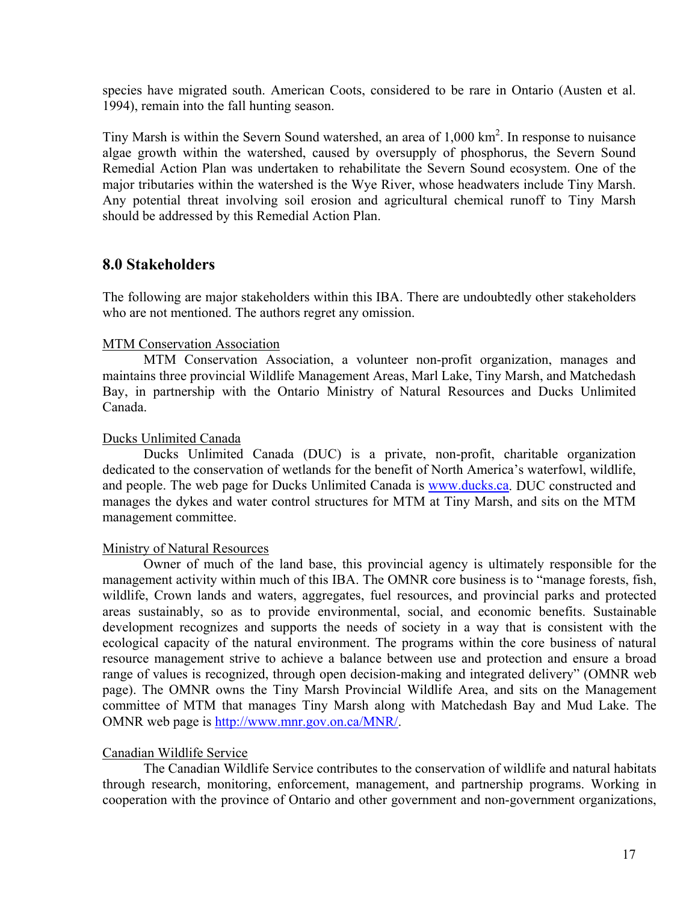species have migrated south. American Coots, considered to be rare in Ontario (Austen et al. 1994), remain into the fall hunting season.

Tiny Marsh is within the Severn Sound watershed, an area of 1,000 $km^2$. In response to nuisance algae growth within the watershed, caused by oversupply of phosphorus, the Severn Sound Remedial Action Plan was undertaken to rehabilitate the Severn Sound ecosystem. One of the major tributaries within the watershed is the Wye River, whose headwaters include Tiny Marsh. Any potential threat involving soil erosion and agricultural chemical runoff to Tiny Marsh should be addressed by this Remedial Action Plan.

## 8.0 Stakeholders

The following are major stakeholders within this IBA. There are undoubtedly other stakeholders who are not mentioned. The authors regret any omission.

MTM Conservation Association

MTM Conservation Association, a volunteer non-profit organization, manages and maintains three provincial Wildlife Management Areas, Marl Lake, Tiny Marsh, and Matchedash Bay, in partnership with the Ontario Ministry of Natural Resources and Ducks Unlimited Canada.

Ducks Unlimited Canada

Ducks Unlimited Canada (DUC) is a private, non-profit, charitable organization dedicated to the conservation of wetlands for the benefit of North America's waterfowl, wildlife, and people. The web page for Ducks Unlimited Canada is www.ducks.ca. DUC constructed and manages the dykes and water control structures for MTM at Tiny Marsh, and sits on the MTM management committee.

Ministry of Natural Resources

Owner of much of the land base, this provincial agency is ultimately responsible for the management activity within much of this IBA. The OMNR core business is to "manage forests, fish, wildlife, Crown lands and waters, aggregates, fuel resources, and provincial parks and protected areas sustainably, so as to provide environmental, social, and economic benefits. Sustainable development recognizes and supports the needs of society in a way that is consistent with the ecological capacity of the natural environment. The programs within the core business of natural resource management strive to achieve a balance between use and protection and ensure a broad range of values is recognized, through open decision-making and integrated delivery" (OMNR web page). The OMNR owns the Tiny Marsh Provincial Wildlife Area, and sits on the Management committee of MTM that manages Tiny Marsh along with Matchedash Bay and Mud Lake. The OMNR web page is http://www.mnr.gov.on.ca/MNR/.

Canadian Wildlife Service

The Canadian Wildlife Service contributes to the conservation of wildlife and natural habitats through research, monitoring, enforcement, management, and partnership programs. Working in cooperation with the province of Ontario and other government and non-government organizations,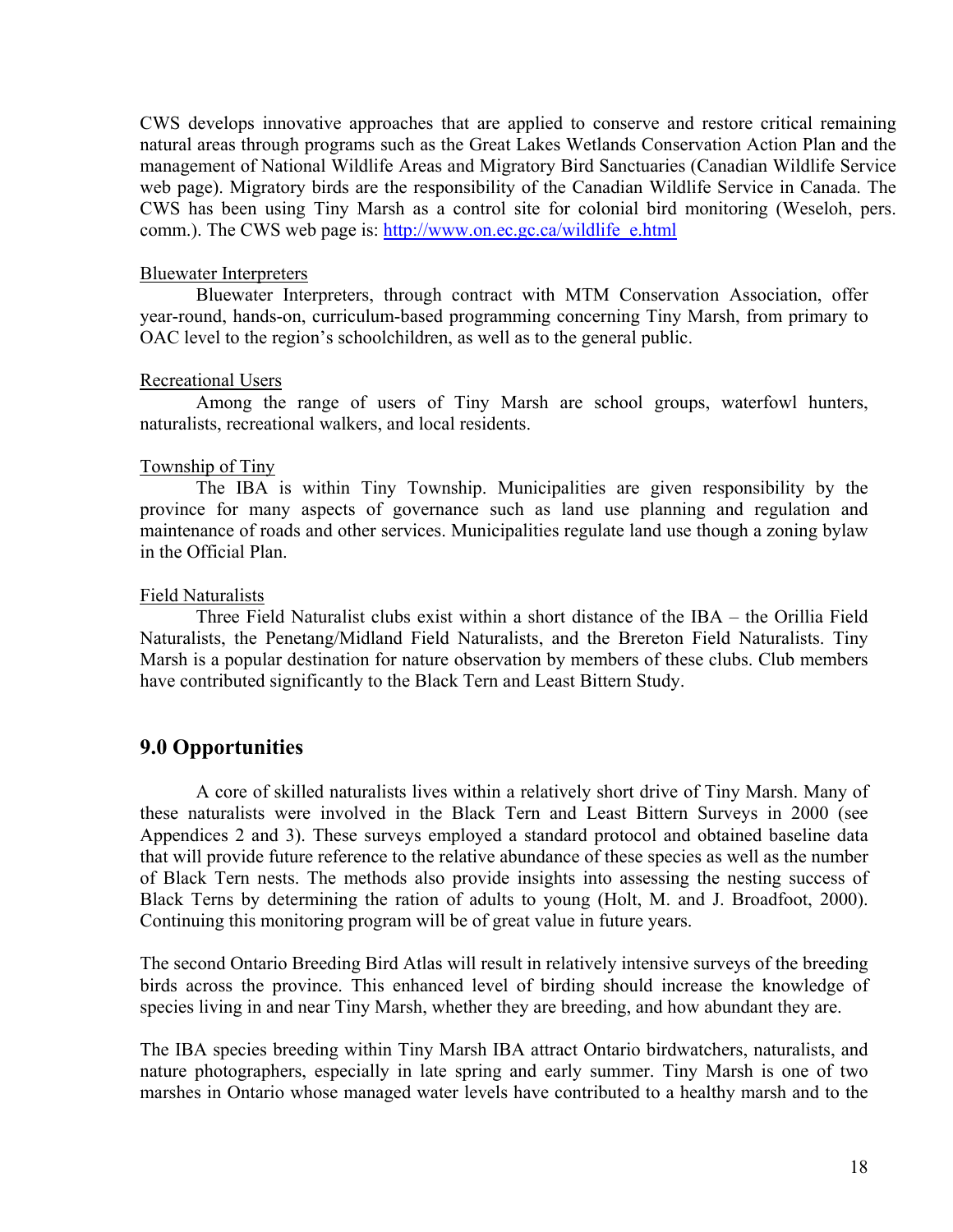CWS develops innovative approaches that are applied to conserve and restore critical remaining natural areas through programs such as the Great Lakes Wetlands Conservation Action Plan and the management of National Wildlife Areas and Migratory Bird Sanctuaries (Canadian Wildlife Service web page). Migratory birds are the responsibility of the Canadian Wildlife Service in Canada. The CWS has been using Tiny Marsh as a control site for colonial bird monitoring (Weseloh, pers. comm.). The CWS web page is: http://www.on.ec.gc.ca/wildlife_e.html

Bluewater Interpreters

Bluewater Interpreters, through contract with MTM Conservation Association, offer year-round, hands-on, curriculum-based programming concerning Tiny Marsh, from primary to OAC level to the region's schoolchildren, as well as to the general public.

Recreational Users

Among the range of users of Tiny Marsh are school groups, waterfowl hunters, naturalists, recreational walkers, and local residents.

Township of Tiny

The IBA is within Tiny Township. Municipalities are given responsibility by the province for many aspects of governance such as land use planning and regulation and maintenance of roads and other services. Municipalities regulate land use though a zoning bylaw in the Official Plan.

Field Naturalists

Three Field Naturalist clubs exist within a short distance of the IBA – the Orillia Field Naturalists, the Penetang/Midland Field Naturalists, and the Brereton Field Naturalists. Tiny Marsh is a popular destination for nature observation by members of these clubs. Club members have contributed significantly to the Black Tern and Least Bittern Study.

## 9.0 Opportunities

A core of skilled naturalists lives within a relatively short drive of Tiny Marsh. Many of these naturalists were involved in the Black Tern and Least Bittern Surveys in 2000 (see Appendices 2 and 3). These surveys employed a standard protocol and obtained baseline data that will provide future reference to the relative abundance of these species as well as the number of Black Tern nests. The methods also provide insights into assessing the nesting success of Black Terns by determining the ration of adults to young (Holt, M. and J. Broadfoot, 2000). Continuing this monitoring program will be of great value in future years.

The second Ontario Breeding Bird Atlas will result in relatively intensive surveys of the breeding birds across the province. This enhanced level of birding should increase the knowledge of species living in and near Tiny Marsh, whether they are breeding, and how abundant they are.

The IBA species breeding within Tiny Marsh IBA attract Ontario birdwatchers, naturalists, and nature photographers, especially in late spring and early summer. Tiny Marsh is one of two marshes in Ontario whose managed water levels have contributed to a healthy marsh and to the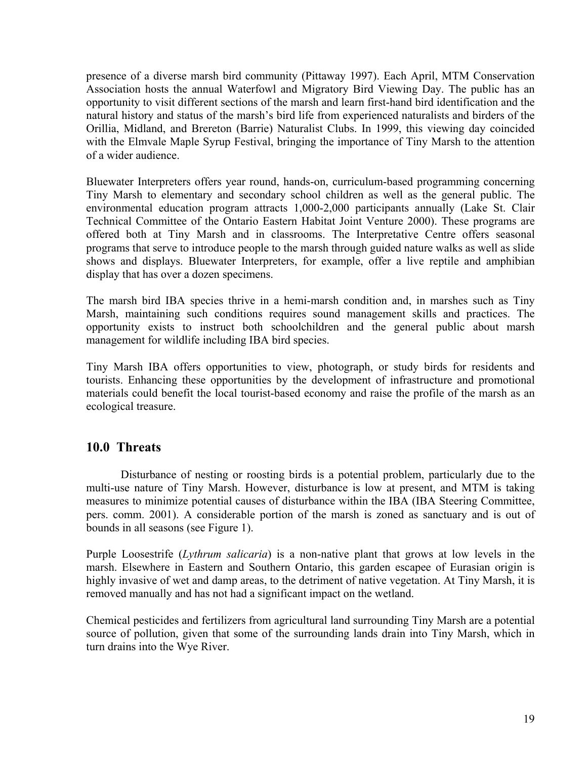presence of a diverse marsh bird community (Pittaway 1997). Each April, MTM Conservation Association hosts the annual Waterfowl and Migratory Bird Viewing Day. The public has an opportunity to visit different sections of the marsh and learn first-hand bird identification and the natural history and status of the marsh's bird life from experienced naturalists and birders of the Orillia, Midland, and Brereton (Barrie) Naturalist Clubs. In 1999, this viewing day coincided with the Elmvale Maple Syrup Festival, bringing the importance of Tiny Marsh to the attention of a wider audience.

Bluewater Interpreters offers year round, hands-on, curriculum-based programming concerning Tiny Marsh to elementary and secondary school children as well as the general public. The environmental education program attracts 1,000-2,000 participants annually (Lake St. Clair Technical Committee of the Ontario Eastern Habitat Joint Venture 2000). These programs are offered both at Tiny Marsh and in classrooms. The Interpretative Centre offers seasonal programs that serve to introduce people to the marsh through guided nature walks as well as slide shows and displays. Bluewater Interpreters, for example, offer a live reptile and amphibian display that has over a dozen specimens.

The marsh bird IBA species thrive in a hemi-marsh condition and, in marshes such as Tiny Marsh, maintaining such conditions requires sound management skills and practices. The opportunity exists to instruct both schoolchildren and the general public about marsh management for wildlife including IBA bird species.

Tiny Marsh IBA offers opportunities to view, photograph, or study birds for residents and tourists. Enhancing these opportunities by the development of infrastructure and promotional materials could benefit the local tourist-based economy and raise the profile of the marsh as an ecological treasure.

## 10.0 Threats

Disturbance of nesting or roosting birds is a potential problem, particularly due to the multi-use nature of Tiny Marsh. However, disturbance is low at present, and MTM is taking measures to minimize potential causes of disturbance within the IBA (IBA Steering Committee, pers. comm. 2001). A considerable portion of the marsh is zoned as sanctuary and is out of bounds in all seasons (see Figure 1).

Purple Loosestrife (*Lythrum salicaria*) is a non-native plant that grows at low levels in the marsh. Elsewhere in Eastern and Southern Ontario, this garden escapee of Eurasian origin is highly invasive of wet and damp areas, to the detriment of native vegetation. At Tiny Marsh, it is removed manually and has not had a significant impact on the wetland.

Chemical pesticides and fertilizers from agricultural land surrounding Tiny Marsh are a potential source of pollution, given that some of the surrounding lands drain into Tiny Marsh, which in turn drains into the Wye River.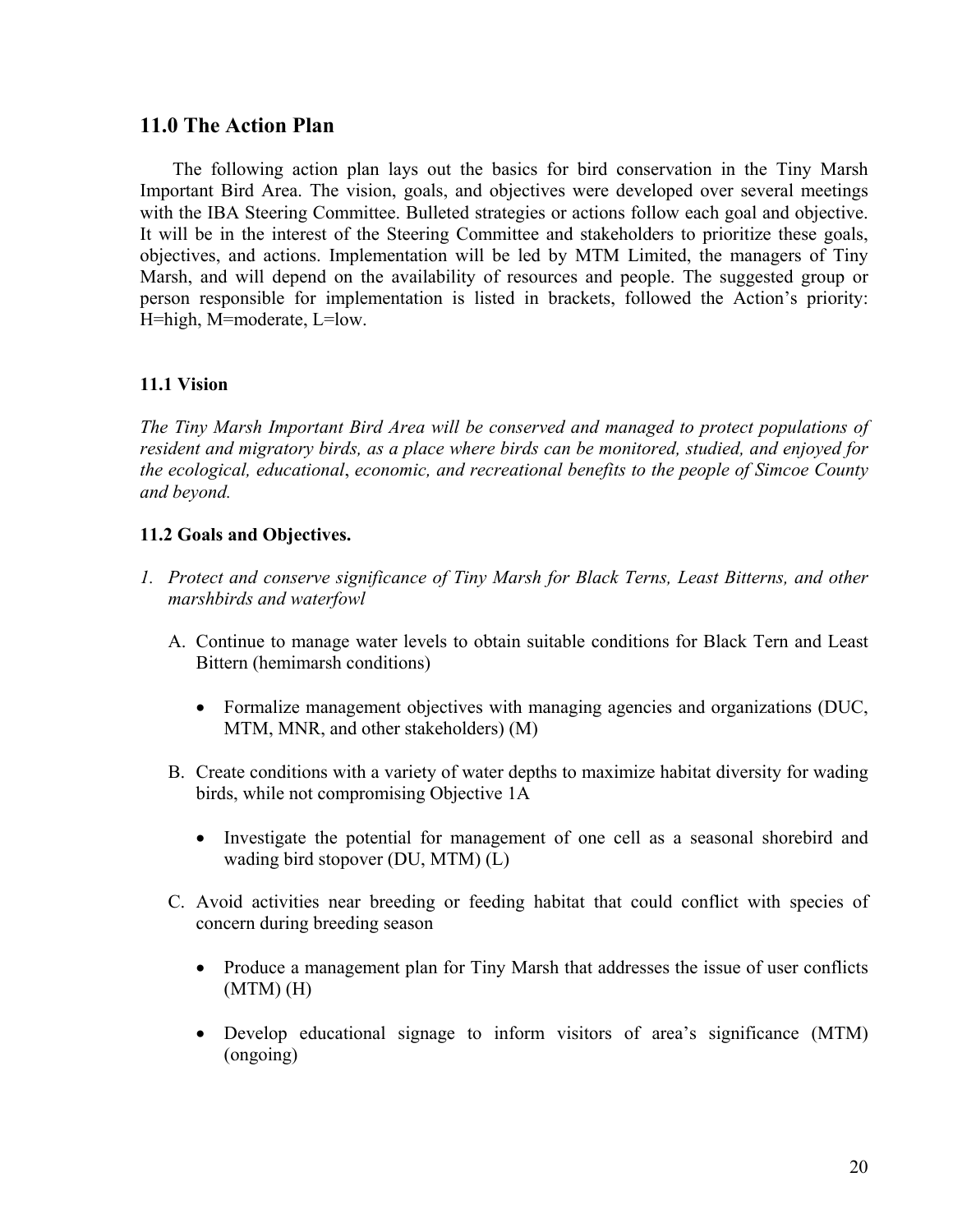## 11.0 The Action Plan

The following action plan lays out the basics for bird conservation in the Tiny Marsh Important Bird Area. The vision, goals, and objectives were developed over several meetings with the IBA Steering Committee. Bulleted strategies or actions follow each goal and objective. It will be in the interest of the Steering Committee and stakeholders to prioritize these goals, objectives, and actions. Implementation will be led by MTM Limited, the managers of Tiny Marsh, and will depend on the availability of resources and people. The suggested group or person responsible for implementation is listed in brackets, followed the Action's priority: H=high, M=moderate, L=low.

### 11.1 Vision

*The Tiny Marsh Important Bird Area will be conserved and managed to protect populations of resident and migratory birds, as a place where birds can be monitored, studied, and enjoyed for the ecological, educational, economic, and recreational benefits to the people of Simcoe County and beyond.*

### 11.2 Goals and Objectives.

1. *Protect and conserve significance of Tiny Marsh for Black Terns, Least Bitterns, and other marshbirds and waterfowl*

   A. Continue to manage water levels to obtain suitable conditions for Black Tern and Least Bittern (hemimarsh conditions)

   - Formalize management objectives with managing agencies and organizations (DUC, MTM, MNR, and other stakeholders) (M)

   B. Create conditions with a variety of water depths to maximize habitat diversity for wading birds, while not compromising Objective 1A

   - Investigate the potential for management of one cell as a seasonal shorebird and wading bird stopover (DU, MTM) (L)

   C. Avoid activities near breeding or feeding habitat that could conflict with species of concern during breeding season

   - Produce a management plan for Tiny Marsh that addresses the issue of user conflicts (MTM) (H)
   - Develop educational signage to inform visitors of area's significance (MTM) (ongoing)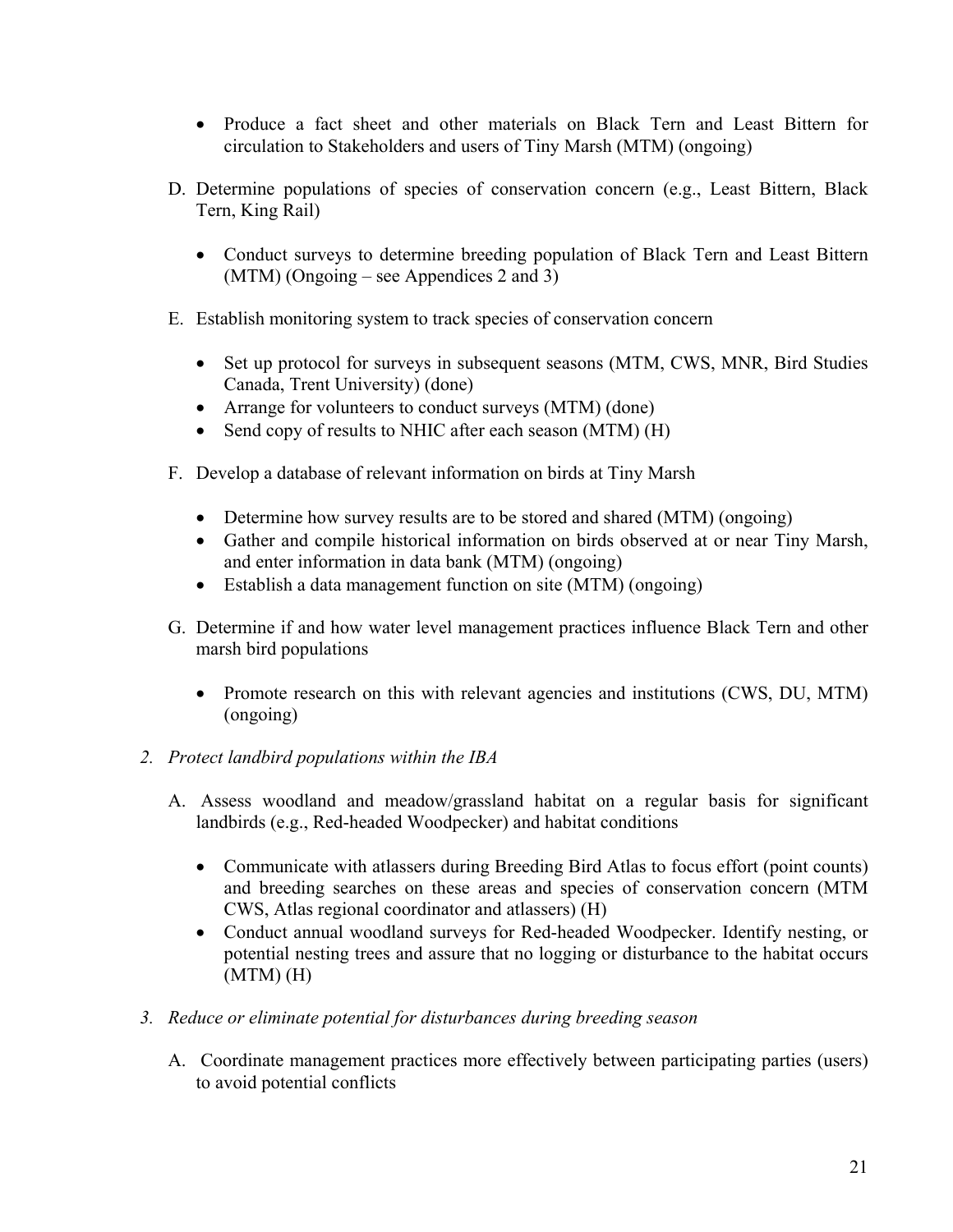- Produce a fact sheet and other materials on Black Tern and Least Bittern for circulation to Stakeholders and users of Tiny Marsh (MTM) (ongoing)

D. Determine populations of species of conservation concern (e.g., Least Bittern, Black Tern, King Rail)

   - Conduct surveys to determine breeding population of Black Tern and Least Bittern (MTM) (Ongoing – see Appendices 2 and 3)

E. Establish monitoring system to track species of conservation concern

   - Set up protocol for surveys in subsequent seasons (MTM, CWS, MNR, Bird Studies Canada, Trent University) (done)
   - Arrange for volunteers to conduct surveys (MTM) (done)
   - Send copy of results to NHIC after each season (MTM) (H)

F. Develop a database of relevant information on birds at Tiny Marsh

   - Determine how survey results are to be stored and shared (MTM) (ongoing)
   - Gather and compile historical information on birds observed at or near Tiny Marsh, and enter information in data bank (MTM) (ongoing)
   - Establish a data management function on site (MTM) (ongoing)

G. Determine if and how water level management practices influence Black Tern and other marsh bird populations

   - Promote research on this with relevant agencies and institutions (CWS, DU, MTM) (ongoing)

*2. Protect landbird populations within the IBA*

A. Assess woodland and meadow/grassland habitat on a regular basis for significant landbirds (e.g., Red-headed Woodpecker) and habitat conditions

   - Communicate with atlassers during Breeding Bird Atlas to focus effort (point counts) and breeding searches on these areas and species of conservation concern (MTM CWS, Atlas regional coordinator and atlassers) (H)
   - Conduct annual woodland surveys for Red-headed Woodpecker. Identify nesting, or potential nesting trees and assure that no logging or disturbance to the habitat occurs (MTM) (H)

*3. Reduce or eliminate potential for disturbances during breeding season*

A. Coordinate management practices more effectively between participating parties (users) to avoid potential conflicts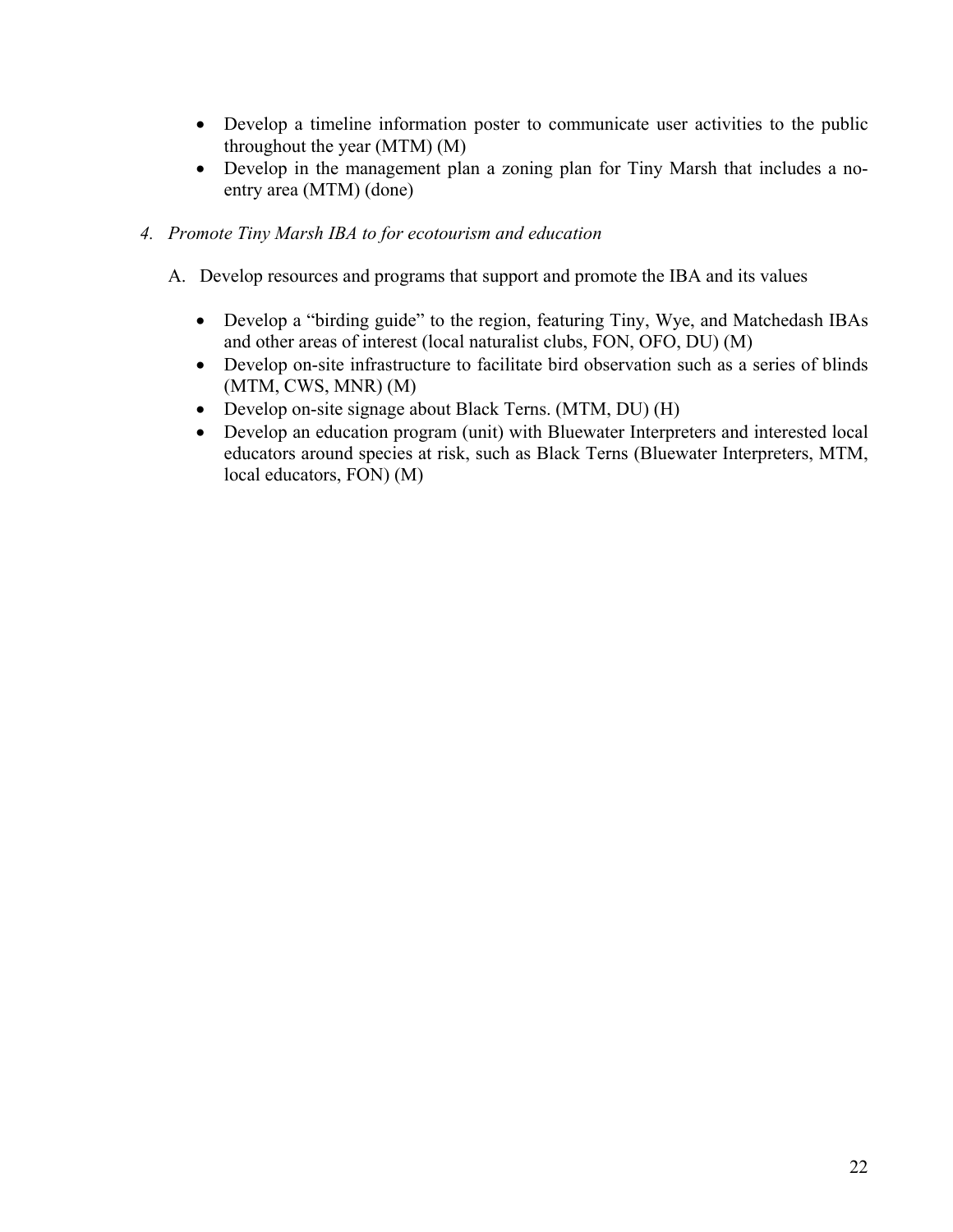- Develop a timeline information poster to communicate user activities to the public throughout the year (MTM) (M)
- Develop in the management plan a zoning plan for Tiny Marsh that includes a no-entry area (MTM) (done)

*4. Promote Tiny Marsh IBA to for ecotourism and education*

A. Develop resources and programs that support and promote the IBA and its values

- Develop a "birding guide" to the region, featuring Tiny, Wye, and Matchedash IBAs and other areas of interest (local naturalist clubs, FON, OFO, DU) (M)
- Develop on-site infrastructure to facilitate bird observation such as a series of blinds (MTM, CWS, MNR) (M)
- Develop on-site signage about Black Terns. (MTM, DU) (H)
- Develop an education program (unit) with Bluewater Interpreters and interested local educators around species at risk, such as Black Terns (Bluewater Interpreters, MTM, local educators, FON) (M)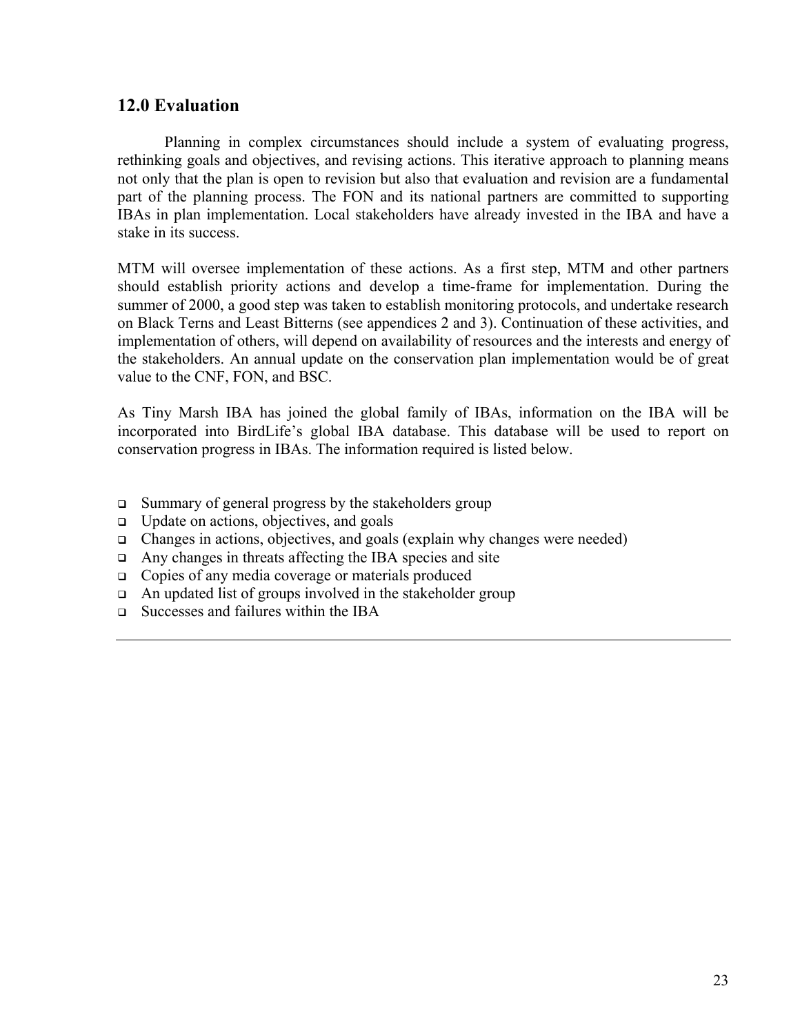## 12.0 Evaluation

Planning in complex circumstances should include a system of evaluating progress, rethinking goals and objectives, and revising actions. This iterative approach to planning means not only that the plan is open to revision but also that evaluation and revision are a fundamental part of the planning process. The FON and its national partners are committed to supporting IBAs in plan implementation. Local stakeholders have already invested in the IBA and have a stake in its success.

MTM will oversee implementation of these actions. As a first step, MTM and other partners should establish priority actions and develop a time-frame for implementation. During the summer of 2000, a good step was taken to establish monitoring protocols, and undertake research on Black Terns and Least Bitterns (see appendices 2 and 3). Continuation of these activities, and implementation of others, will depend on availability of resources and the interests and energy of the stakeholders. An annual update on the conservation plan implementation would be of great value to the CNF, FON, and BSC.

As Tiny Marsh IBA has joined the global family of IBAs, information on the IBA will be incorporated into BirdLife's global IBA database. This database will be used to report on conservation progress in IBAs. The information required is listed below.

- Summary of general progress by the stakeholders group
- Update on actions, objectives, and goals
- Changes in actions, objectives, and goals (explain why changes were needed)
- Any changes in threats affecting the IBA species and site
- Copies of any media coverage or materials produced
- An updated list of groups involved in the stakeholder group
- Successes and failures within the IBA

---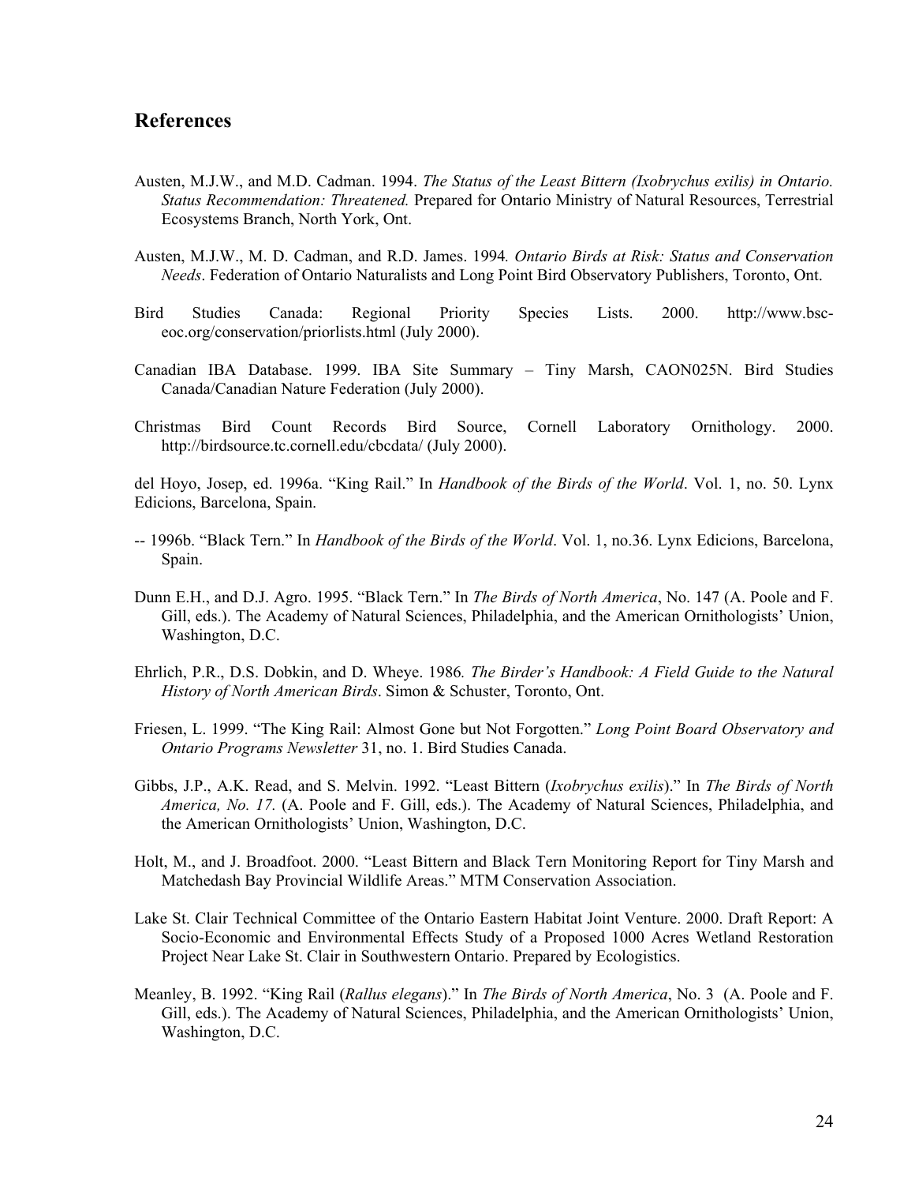## References

Austen, M.J.W., and M.D. Cadman. 1994. *The Status of the Least Bittern (Ixobrychus exilis) in Ontario. Status Recommendation: Threatened.* Prepared for Ontario Ministry of Natural Resources, Terrestrial Ecosystems Branch, North York, Ont.

Austen, M.J.W., M. D. Cadman, and R.D. James. 1994*. Ontario Birds at Risk: Status and Conservation Needs*. Federation of Ontario Naturalists and Long Point Bird Observatory Publishers, Toronto, Ont.

Bird Studies Canada: Regional Priority Species Lists. 2000. http://www.bsc-eoc.org/conservation/priorlists.html (July 2000).

Canadian IBA Database. 1999. IBA Site Summary – Tiny Marsh, CAON025N. Bird Studies Canada/Canadian Nature Federation (July 2000).

Christmas Bird Count Records Bird Source, Cornell Laboratory Ornithology. 2000. http://birdsource.tc.cornell.edu/cbcdata/ (July 2000).

del Hoyo, Josep, ed. 1996a. "King Rail." In *Handbook of the Birds of the World*. Vol. 1, no. 50. Lynx Edicions, Barcelona, Spain.

-- 1996b. "Black Tern." In *Handbook of the Birds of the World*. Vol. 1, no.36. Lynx Edicions, Barcelona, Spain.

Dunn E.H., and D.J. Agro. 1995. "Black Tern." In *The Birds of North America*, No. 147 (A. Poole and F. Gill, eds.). The Academy of Natural Sciences, Philadelphia, and the American Ornithologists' Union, Washington, D.C.

Ehrlich, P.R., D.S. Dobkin, and D. Wheye. 1986*. The Birder's Handbook: A Field Guide to the Natural History of North American Birds*. Simon & Schuster, Toronto, Ont.

Friesen, L. 1999. "The King Rail: Almost Gone but Not Forgotten." *Long Point Board Observatory and Ontario Programs Newsletter* 31, no. 1. Bird Studies Canada.

Gibbs, J.P., A.K. Read, and S. Melvin. 1992. "Least Bittern (*Ixobrychus exilis*)." In *The Birds of North America, No. 17.* (A. Poole and F. Gill, eds.). The Academy of Natural Sciences, Philadelphia, and the American Ornithologists' Union, Washington, D.C.

Holt, M., and J. Broadfoot. 2000. "Least Bittern and Black Tern Monitoring Report for Tiny Marsh and Matchedash Bay Provincial Wildlife Areas." MTM Conservation Association.

Lake St. Clair Technical Committee of the Ontario Eastern Habitat Joint Venture. 2000. Draft Report: A Socio-Economic and Environmental Effects Study of a Proposed 1000 Acres Wetland Restoration Project Near Lake St. Clair in Southwestern Ontario. Prepared by Ecologistics.

Meanley, B. 1992. "King Rail (*Rallus elegans*)." In *The Birds of North America*, No. 3 (A. Poole and F. Gill, eds.). The Academy of Natural Sciences, Philadelphia, and the American Ornithologists' Union, Washington, D.C.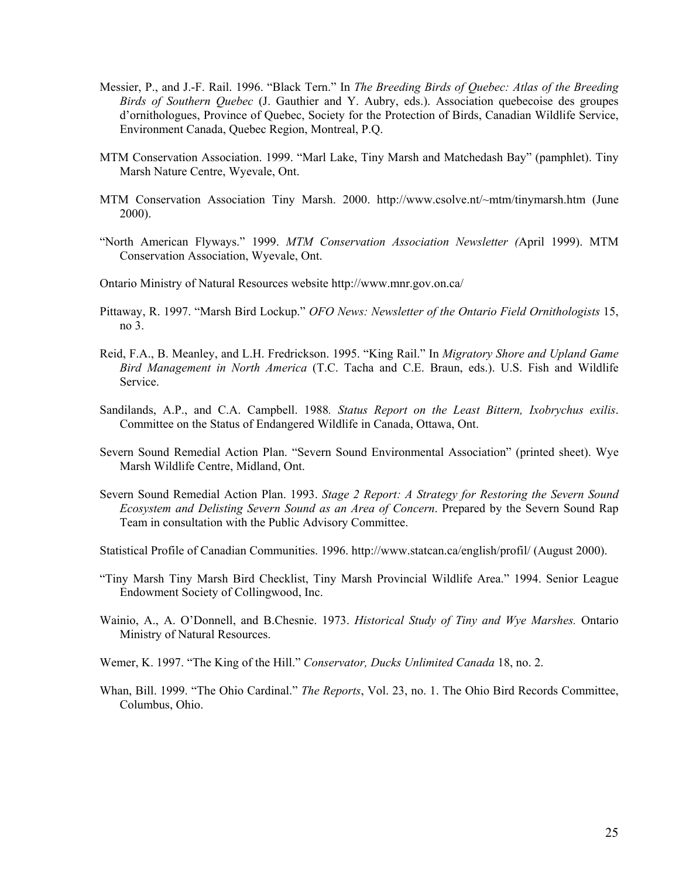Messier, P., and J.-F. Rail. 1996. "Black Tern." In *The Breeding Birds of Quebec: Atlas of the Breeding Birds of Southern Quebec* (J. Gauthier and Y. Aubry, eds.). Association quebecoise des groupes d'ornithologues, Province of Quebec, Society for the Protection of Birds, Canadian Wildlife Service, Environment Canada, Quebec Region, Montreal, P.Q.

MTM Conservation Association. 1999. "Marl Lake, Tiny Marsh and Matchedash Bay" (pamphlet). Tiny Marsh Nature Centre, Wyevale, Ont.

MTM Conservation Association Tiny Marsh. 2000. http://www.csolve.nt/~mtm/tinymarsh.htm (June 2000).

"North American Flyways." 1999. *MTM Conservation Association Newsletter (*April 1999). MTM Conservation Association, Wyevale, Ont.

Ontario Ministry of Natural Resources website http://www.mnr.gov.on.ca/

Pittaway, R. 1997. "Marsh Bird Lockup." *OFO News: Newsletter of the Ontario Field Ornithologists* 15, no 3.

Reid, F.A., B. Meanley, and L.H. Fredrickson. 1995. "King Rail." In *Migratory Shore and Upland Game Bird Management in North America* (T.C. Tacha and C.E. Braun, eds.). U.S. Fish and Wildlife Service.

Sandilands, A.P., and C.A. Campbell. 1988*. Status Report on the Least Bittern, Ixobrychus exilis*. Committee on the Status of Endangered Wildlife in Canada, Ottawa, Ont.

Severn Sound Remedial Action Plan. "Severn Sound Environmental Association" (printed sheet). Wye Marsh Wildlife Centre, Midland, Ont.

Severn Sound Remedial Action Plan. 1993. *Stage 2 Report: A Strategy for Restoring the Severn Sound Ecosystem and Delisting Severn Sound as an Area of Concern*. Prepared by the Severn Sound Rap Team in consultation with the Public Advisory Committee.

Statistical Profile of Canadian Communities. 1996. http://www.statcan.ca/english/profil/ (August 2000).

"Tiny Marsh Tiny Marsh Bird Checklist, Tiny Marsh Provincial Wildlife Area." 1994. Senior League Endowment Society of Collingwood, Inc.

Wainio, A., A. O'Donnell, and B.Chesnie. 1973. *Historical Study of Tiny and Wye Marshes.* Ontario Ministry of Natural Resources.

Wemer, K. 1997. "The King of the Hill." *Conservator, Ducks Unlimited Canada* 18, no. 2.

Whan, Bill. 1999. "The Ohio Cardinal." *The Reports*, Vol. 23, no. 1. The Ohio Bird Records Committee, Columbus, Ohio.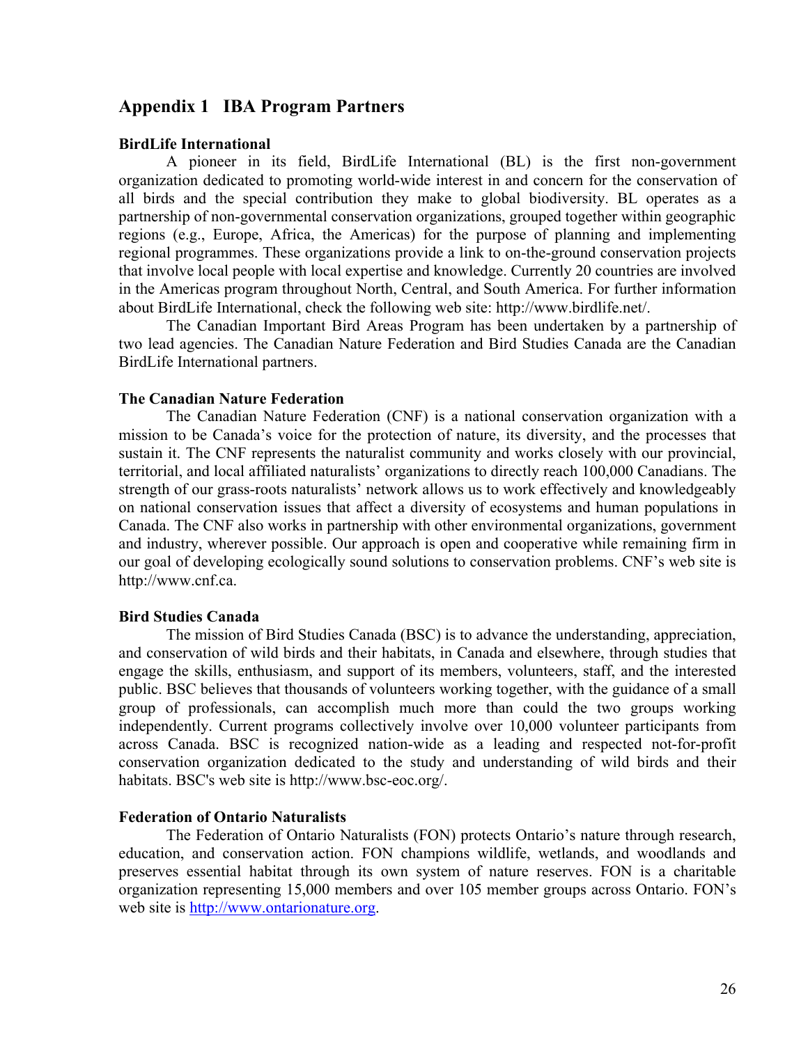## Appendix 1 IBA Program Partners

**BirdLife International**

A pioneer in its field, BirdLife International (BL) is the first non-government organization dedicated to promoting world-wide interest in and concern for the conservation of all birds and the special contribution they make to global biodiversity. BL operates as a partnership of non-governmental conservation organizations, grouped together within geographic regions (e.g., Europe, Africa, the Americas) for the purpose of planning and implementing regional programmes. These organizations provide a link to on-the-ground conservation projects that involve local people with local expertise and knowledge. Currently 20 countries are involved in the Americas program throughout North, Central, and South America. For further information about BirdLife International, check the following web site: http://www.birdlife.net/.

The Canadian Important Bird Areas Program has been undertaken by a partnership of two lead agencies. The Canadian Nature Federation and Bird Studies Canada are the Canadian BirdLife International partners.

**The Canadian Nature Federation**

The Canadian Nature Federation (CNF) is a national conservation organization with a mission to be Canada's voice for the protection of nature, its diversity, and the processes that sustain it. The CNF represents the naturalist community and works closely with our provincial, territorial, and local affiliated naturalists' organizations to directly reach 100,000 Canadians. The strength of our grass-roots naturalists' network allows us to work effectively and knowledgeably on national conservation issues that affect a diversity of ecosystems and human populations in Canada. The CNF also works in partnership with other environmental organizations, government and industry, wherever possible. Our approach is open and cooperative while remaining firm in our goal of developing ecologically sound solutions to conservation problems. CNF's web site is http://www.cnf.ca.

**Bird Studies Canada**

The mission of Bird Studies Canada (BSC) is to advance the understanding, appreciation, and conservation of wild birds and their habitats, in Canada and elsewhere, through studies that engage the skills, enthusiasm, and support of its members, volunteers, staff, and the interested public. BSC believes that thousands of volunteers working together, with the guidance of a small group of professionals, can accomplish much more than could the two groups working independently. Current programs collectively involve over 10,000 volunteer participants from across Canada. BSC is recognized nation-wide as a leading and respected not-for-profit conservation organization dedicated to the study and understanding of wild birds and their habitats. BSC's web site is http://www.bsc-eoc.org/.

**Federation of Ontario Naturalists**

The Federation of Ontario Naturalists (FON) protects Ontario's nature through research, education, and conservation action. FON champions wildlife, wetlands, and woodlands and preserves essential habitat through its own system of nature reserves. FON is a charitable organization representing 15,000 members and over 105 member groups across Ontario. FON's web site is http://www.ontarionature.org.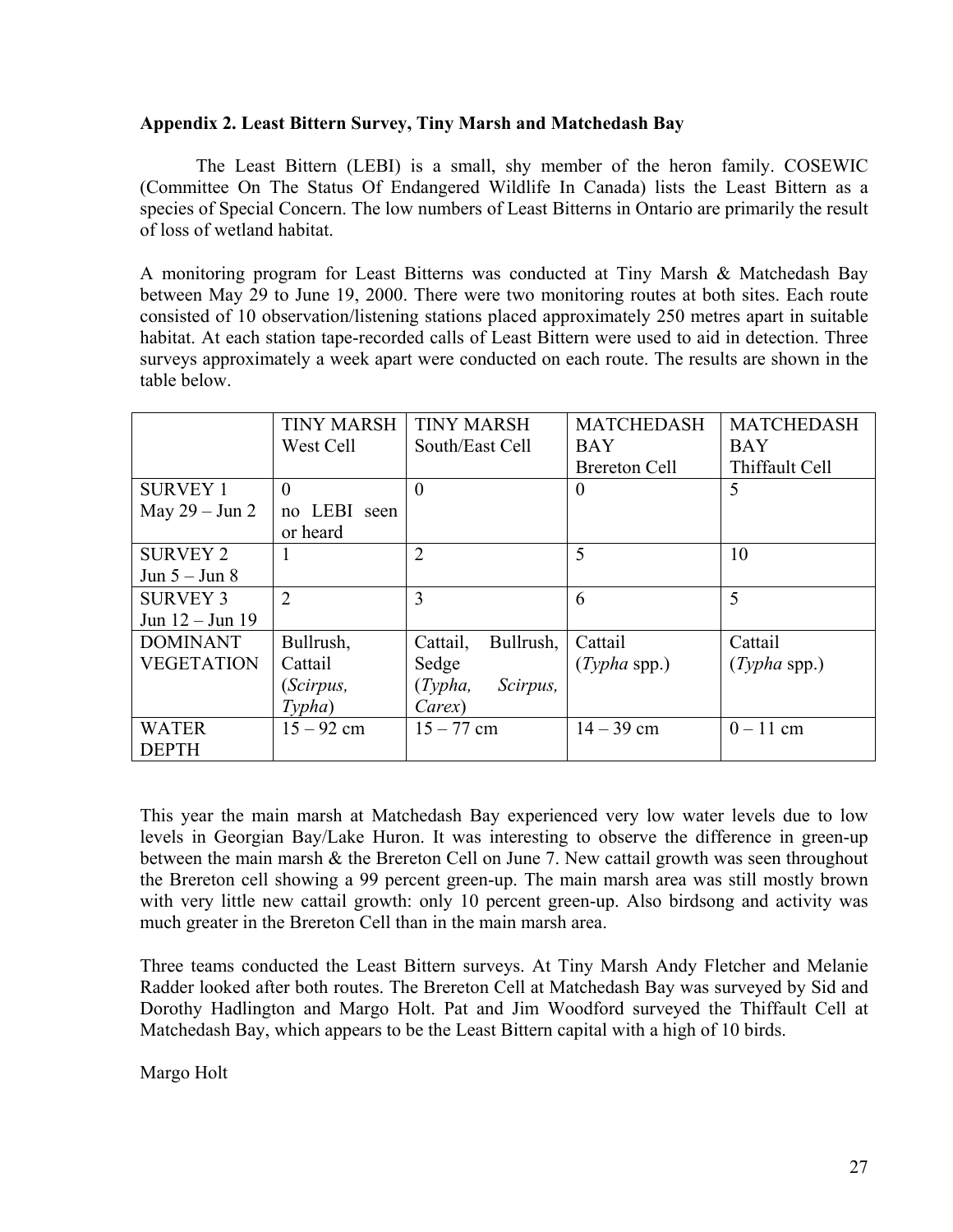**Appendix 2. Least Bittern Survey, Tiny Marsh and Matchedash Bay**

The Least Bittern (LEBI) is a small, shy member of the heron family. COSEWIC (Committee On The Status Of Endangered Wildlife In Canada) lists the Least Bittern as a species of Special Concern. The low numbers of Least Bitterns in Ontario are primarily the result of loss of wetland habitat.

A monitoring program for Least Bitterns was conducted at Tiny Marsh & Matchedash Bay between May 29 to June 19, 2000. There were two monitoring routes at both sites. Each route consisted of 10 observation/listening stations placed approximately 250 metres apart in suitable habitat. At each station tape-recorded calls of Least Bittern were used to aid in detection. Three surveys approximately a week apart were conducted on each route. The results are shown in the table below.

| | TINY MARSH West Cell | TINY MARSH South/East Cell | MATCHEDASH BAY Brereton Cell | MATCHEDASH BAY Thiffault Cell |
|---|---|---|---|---|
| SURVEY 1 May 29 – Jun 2 | 0 no LEBI seen or heard | 0 | 0 | 5 |
| SURVEY 2 Jun 5 – Jun 8 | 1 | 2 | 5 | 10 |
| SURVEY 3 Jun 12 – Jun 19 | 2 | 3 | 6 | 5 |
| DOMINANT VEGETATION | Bullrush, Cattail (*Scirpus, Typha*) | Cattail, Bullrush, Sedge (*Typha, Scirpus, Carex*) | Cattail (*Typha* spp.) | Cattail (*Typha* spp.) |
| WATER DEPTH | 15 – 92 cm | 15 – 77 cm | 14 – 39 cm | 0 – 11 cm |

This year the main marsh at Matchedash Bay experienced very low water levels due to low levels in Georgian Bay/Lake Huron. It was interesting to observe the difference in green-up between the main marsh & the Brereton Cell on June 7. New cattail growth was seen throughout the Brereton cell showing a 99 percent green-up. The main marsh area was still mostly brown with very little new cattail growth: only 10 percent green-up. Also birdsong and activity was much greater in the Brereton Cell than in the main marsh area.

Three teams conducted the Least Bittern surveys. At Tiny Marsh Andy Fletcher and Melanie Radder looked after both routes. The Brereton Cell at Matchedash Bay was surveyed by Sid and Dorothy Hadlington and Margo Holt. Pat and Jim Woodford surveyed the Thiffault Cell at Matchedash Bay, which appears to be the Least Bittern capital with a high of 10 birds.

Margo Holt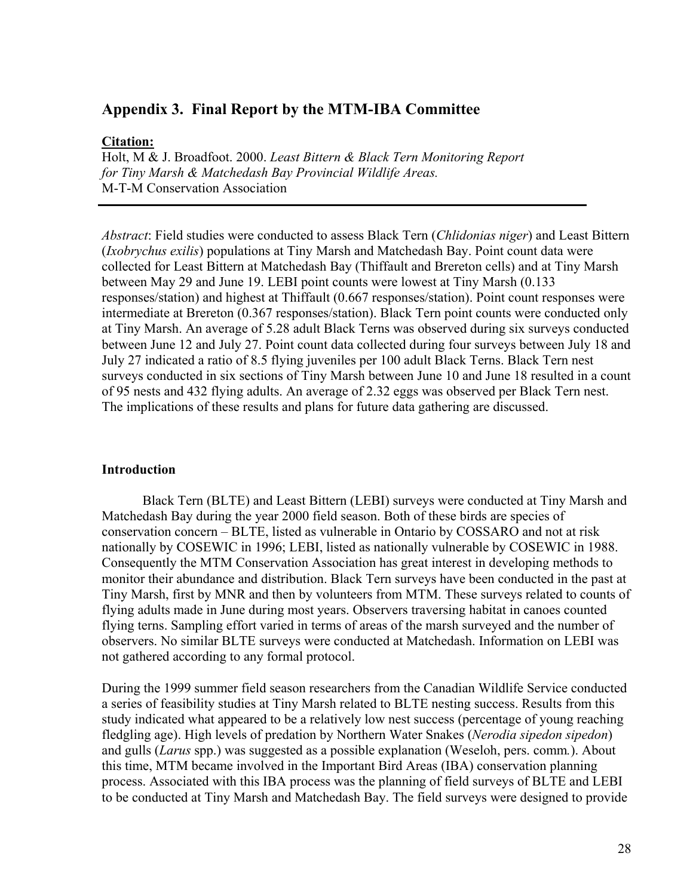## Appendix 3. Final Report by the MTM-IBA Committee

**Citation:**

Holt, M & J. Broadfoot. 2000. *Least Bittern & Black Tern Monitoring Report for Tiny Marsh & Matchedash Bay Provincial Wildlife Areas.* M-T-M Conservation Association

---

*Abstract*: Field studies were conducted to assess Black Tern (*Chlidonias niger*) and Least Bittern (*Ixobrychus exilis*) populations at Tiny Marsh and Matchedash Bay. Point count data were collected for Least Bittern at Matchedash Bay (Thiffault and Brereton cells) and at Tiny Marsh between May 29 and June 19. LEBI point counts were lowest at Tiny Marsh (0.133 responses/station) and highest at Thiffault (0.667 responses/station). Point count responses were intermediate at Brereton (0.367 responses/station). Black Tern point counts were conducted only at Tiny Marsh. An average of 5.28 adult Black Terns was observed during six surveys conducted between June 12 and July 27. Point count data collected during four surveys between July 18 and July 27 indicated a ratio of 8.5 flying juveniles per 100 adult Black Terns. Black Tern nest surveys conducted in six sections of Tiny Marsh between June 10 and June 18 resulted in a count of 95 nests and 432 flying adults. An average of 2.32 eggs was observed per Black Tern nest. The implications of these results and plans for future data gathering are discussed.

### Introduction

Black Tern (BLTE) and Least Bittern (LEBI) surveys were conducted at Tiny Marsh and Matchedash Bay during the year 2000 field season. Both of these birds are species of conservation concern – BLTE, listed as vulnerable in Ontario by COSSARO and not at risk nationally by COSEWIC in 1996; LEBI, listed as nationally vulnerable by COSEWIC in 1988. Consequently the MTM Conservation Association has great interest in developing methods to monitor their abundance and distribution. Black Tern surveys have been conducted in the past at Tiny Marsh, first by MNR and then by volunteers from MTM. These surveys related to counts of flying adults made in June during most years. Observers traversing habitat in canoes counted flying terns. Sampling effort varied in terms of areas of the marsh surveyed and the number of observers. No similar BLTE surveys were conducted at Matchedash. Information on LEBI was not gathered according to any formal protocol.

During the 1999 summer field season researchers from the Canadian Wildlife Service conducted a series of feasibility studies at Tiny Marsh related to BLTE nesting success. Results from this study indicated what appeared to be a relatively low nest success (percentage of young reaching fledgling age). High levels of predation by Northern Water Snakes (*Nerodia sipedon sipedon*) and gulls (*Larus* spp.) was suggested as a possible explanation (Weseloh, pers. comm.). About this time, MTM became involved in the Important Bird Areas (IBA) conservation planning process. Associated with this IBA process was the planning of field surveys of BLTE and LEBI to be conducted at Tiny Marsh and Matchedash Bay. The field surveys were designed to provide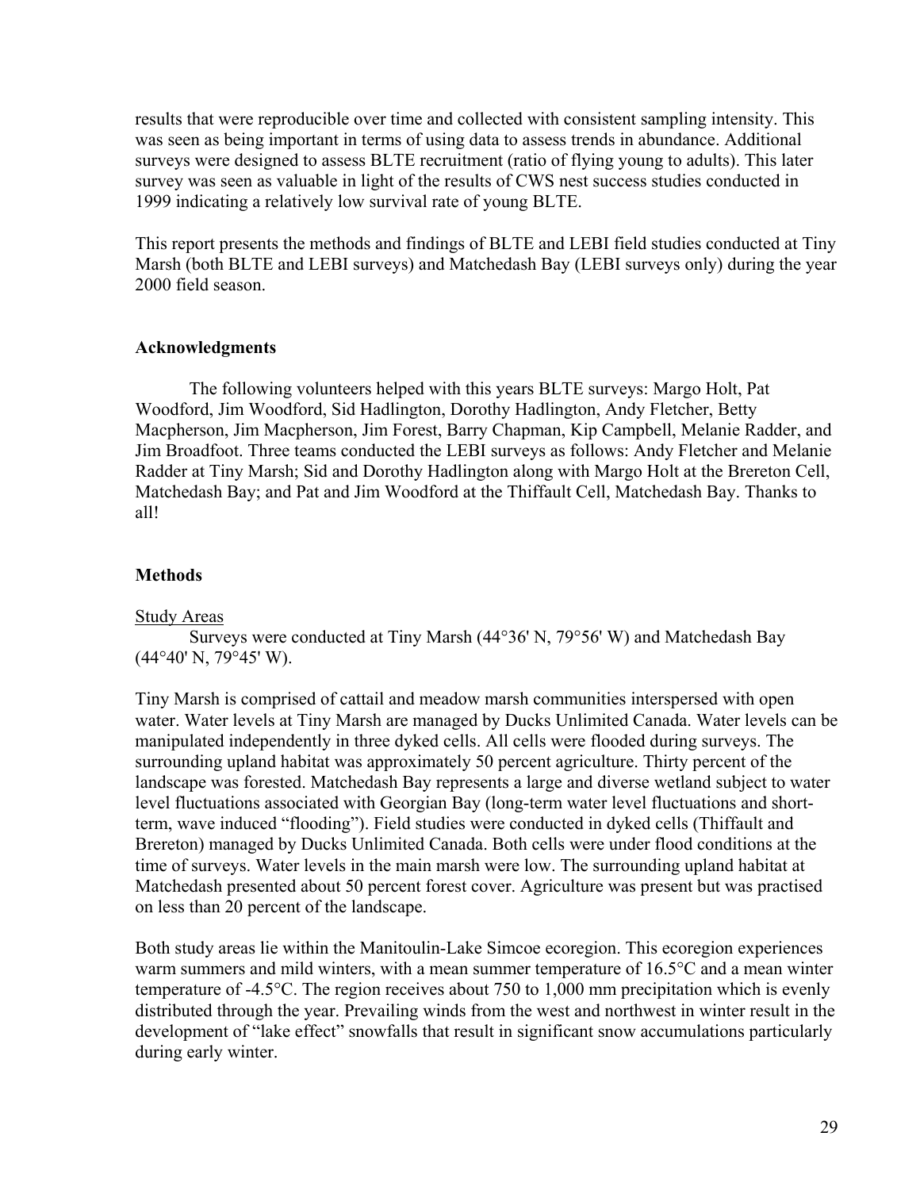results that were reproducible over time and collected with consistent sampling intensity. This was seen as being important in terms of using data to assess trends in abundance. Additional surveys were designed to assess BLTE recruitment (ratio of flying young to adults). This later survey was seen as valuable in light of the results of CWS nest success studies conducted in 1999 indicating a relatively low survival rate of young BLTE.

This report presents the methods and findings of BLTE and LEBI field studies conducted at Tiny Marsh (both BLTE and LEBI surveys) and Matchedash Bay (LEBI surveys only) during the year 2000 field season.

## Acknowledgments

The following volunteers helped with this years BLTE surveys: Margo Holt, Pat Woodford, Jim Woodford, Sid Hadlington, Dorothy Hadlington, Andy Fletcher, Betty Macpherson, Jim Macpherson, Jim Forest, Barry Chapman, Kip Campbell, Melanie Radder, and Jim Broadfoot. Three teams conducted the LEBI surveys as follows: Andy Fletcher and Melanie Radder at Tiny Marsh; Sid and Dorothy Hadlington along with Margo Holt at the Brereton Cell, Matchedash Bay; and Pat and Jim Woodford at the Thiffault Cell, Matchedash Bay. Thanks to all!

## Methods

Study Areas

Surveys were conducted at Tiny Marsh (44°36' N, 79°56' W) and Matchedash Bay (44°40' N, 79°45' W).

Tiny Marsh is comprised of cattail and meadow marsh communities interspersed with open water. Water levels at Tiny Marsh are managed by Ducks Unlimited Canada. Water levels can be manipulated independently in three dyked cells. All cells were flooded during surveys. The surrounding upland habitat was approximately 50 percent agriculture. Thirty percent of the landscape was forested. Matchedash Bay represents a large and diverse wetland subject to water level fluctuations associated with Georgian Bay (long-term water level fluctuations and short-term, wave induced "flooding"). Field studies were conducted in dyked cells (Thiffault and Brereton) managed by Ducks Unlimited Canada. Both cells were under flood conditions at the time of surveys. Water levels in the main marsh were low. The surrounding upland habitat at Matchedash presented about 50 percent forest cover. Agriculture was present but was practised on less than 20 percent of the landscape.

Both study areas lie within the Manitoulin-Lake Simcoe ecoregion. This ecoregion experiences warm summers and mild winters, with a mean summer temperature of 16.5°C and a mean winter temperature of -4.5°C. The region receives about 750 to 1,000 mm precipitation which is evenly distributed through the year. Prevailing winds from the west and northwest in winter result in the development of "lake effect" snowfalls that result in significant snow accumulations particularly during early winter.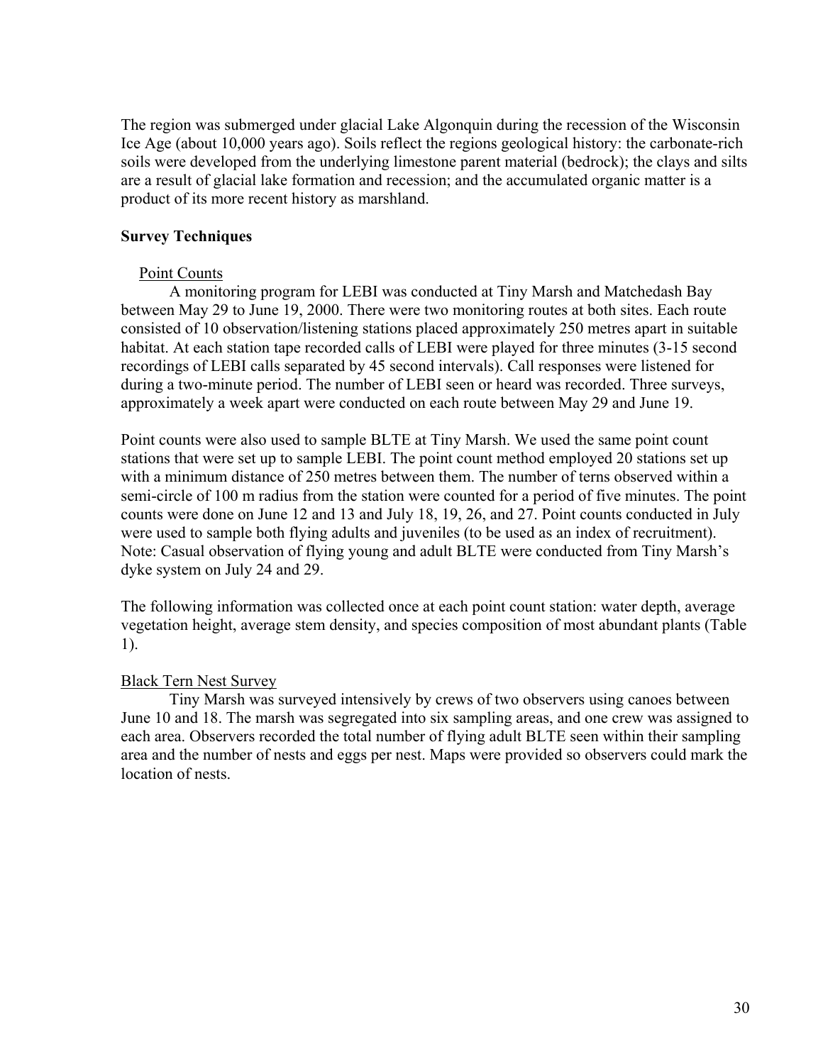The region was submerged under glacial Lake Algonquin during the recession of the Wisconsin Ice Age (about 10,000 years ago). Soils reflect the regions geological history: the carbonate-rich soils were developed from the underlying limestone parent material (bedrock); the clays and silts are a result of glacial lake formation and recession; and the accumulated organic matter is a product of its more recent history as marshland.

**Survey Techniques**

Point Counts

A monitoring program for LEBI was conducted at Tiny Marsh and Matchedash Bay between May 29 to June 19, 2000. There were two monitoring routes at both sites. Each route consisted of 10 observation/listening stations placed approximately 250 metres apart in suitable habitat. At each station tape recorded calls of LEBI were played for three minutes (3-15 second recordings of LEBI calls separated by 45 second intervals). Call responses were listened for during a two-minute period. The number of LEBI seen or heard was recorded. Three surveys, approximately a week apart were conducted on each route between May 29 and June 19.

Point counts were also used to sample BLTE at Tiny Marsh. We used the same point count stations that were set up to sample LEBI. The point count method employed 20 stations set up with a minimum distance of 250 metres between them. The number of terns observed within a semi-circle of 100 m radius from the station were counted for a period of five minutes. The point counts were done on June 12 and 13 and July 18, 19, 26, and 27. Point counts conducted in July were used to sample both flying adults and juveniles (to be used as an index of recruitment). Note: Casual observation of flying young and adult BLTE were conducted from Tiny Marsh's dyke system on July 24 and 29.

The following information was collected once at each point count station: water depth, average vegetation height, average stem density, and species composition of most abundant plants (Table 1).

Black Tern Nest Survey

Tiny Marsh was surveyed intensively by crews of two observers using canoes between June 10 and 18. The marsh was segregated into six sampling areas, and one crew was assigned to each area. Observers recorded the total number of flying adult BLTE seen within their sampling area and the number of nests and eggs per nest. Maps were provided so observers could mark the location of nests.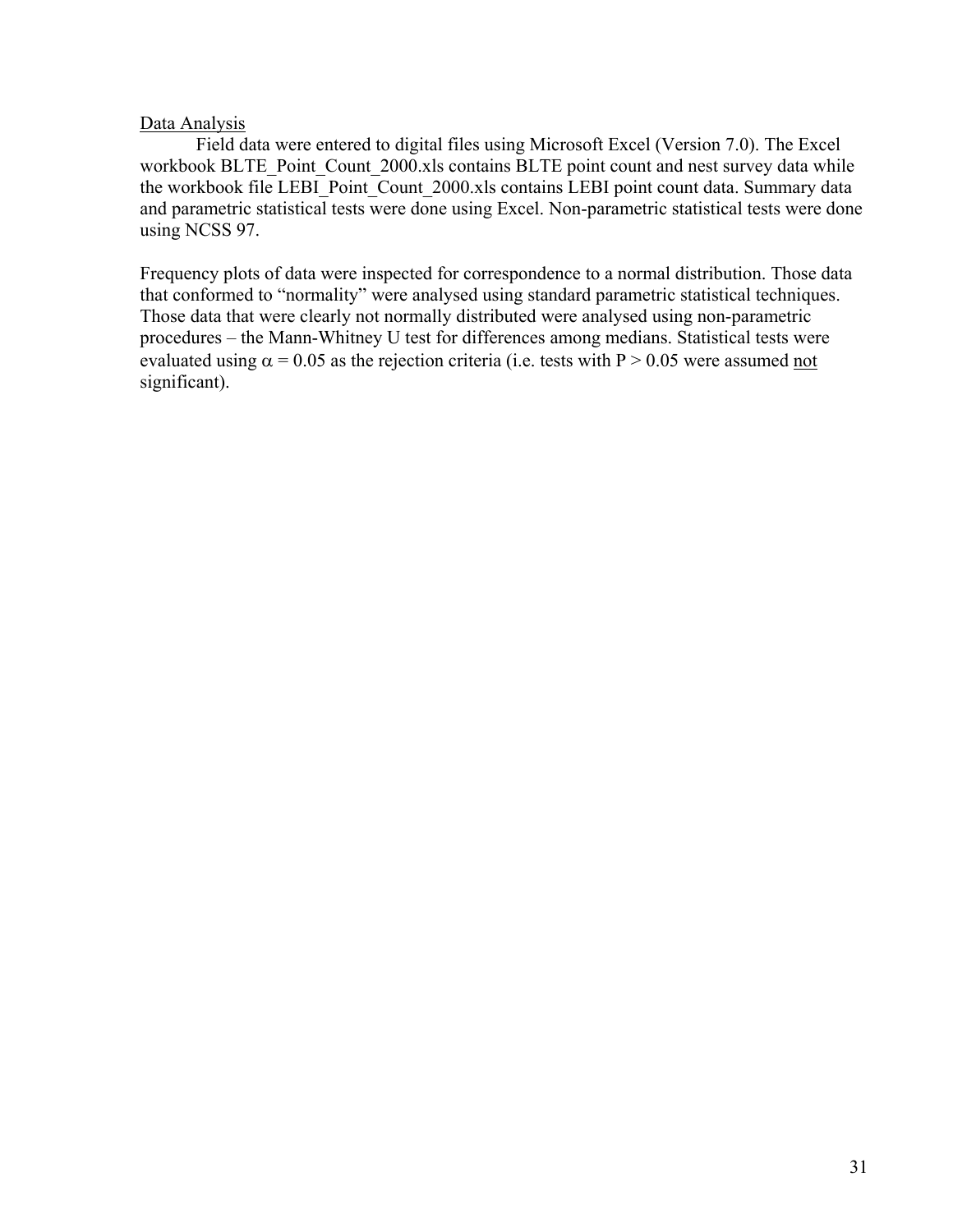Data Analysis

Field data were entered to digital files using Microsoft Excel (Version 7.0). The Excel workbook BLTE_Point_Count_2000.xls contains BLTE point count and nest survey data while the workbook file LEBI_Point_Count_2000.xls contains LEBI point count data. Summary data and parametric statistical tests were done using Excel. Non-parametric statistical tests were done using NCSS 97.

Frequency plots of data were inspected for correspondence to a normal distribution. Those data that conformed to “normality” were analysed using standard parametric statistical techniques. Those data that were clearly not normally distributed were analysed using non-parametric procedures – the Mann-Whitney U test for differences among medians. Statistical tests were evaluated using $\alpha = 0.05$ as the rejection criteria (i.e. tests with $P > 0.05$ were assumed not significant).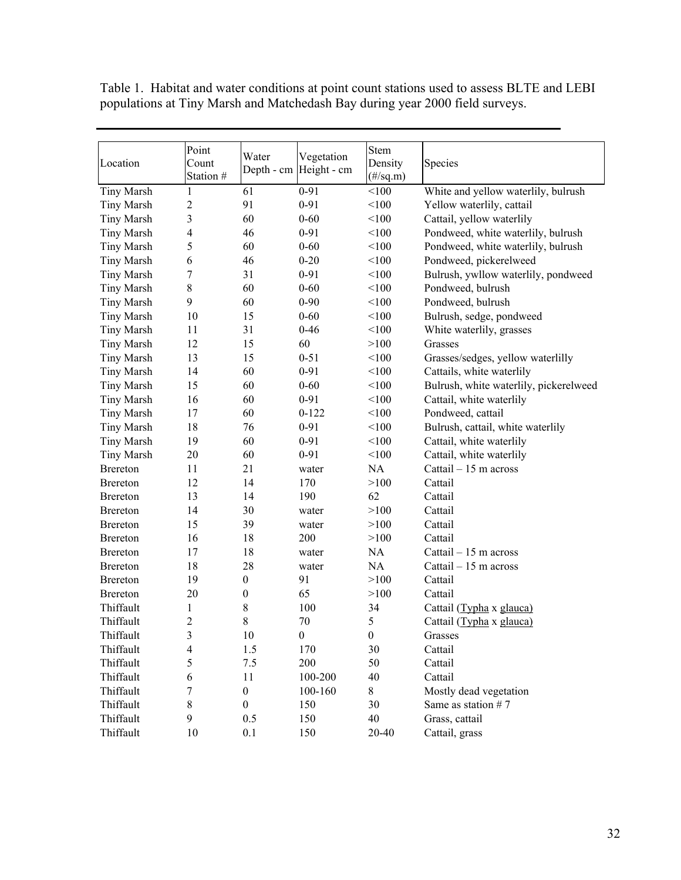Table 1. Habitat and water conditions at point count stations used to assess BLTE and LEBI populations at Tiny Marsh and Matchedash Bay during year 2000 field surveys.

| Location | Point Count Station # | Water Depth - cm | Vegetation Height - cm | Stem Density (#/sq.m) | Species |
|---|---|---|---|---|---|
| Tiny Marsh | 1 | 61 | 0-91 | <100 | White and yellow waterlily, bulrush |
| Tiny Marsh | 2 | 91 | 0-91 | <100 | Yellow waterlily, cattail |
| Tiny Marsh | 3 | 60 | 0-60 | <100 | Cattail, yellow waterlily |
| Tiny Marsh | 4 | 46 | 0-91 | <100 | Pondweed, white waterlily, bulrush |
| Tiny Marsh | 5 | 60 | 0-60 | <100 | Pondweed, white waterlily, bulrush |
| Tiny Marsh | 6 | 46 | 0-20 | <100 | Pondweed, pickerelweed |
| Tiny Marsh | 7 | 31 | 0-91 | <100 | Bulrush, ywllow waterlily, pondweed |
| Tiny Marsh | 8 | 60 | 0-60 | <100 | Pondweed, bulrush |
| Tiny Marsh | 9 | 60 | 0-90 | <100 | Pondweed, bulrush |
| Tiny Marsh | 10 | 15 | 0-60 | <100 | Bulrush, sedge, pondweed |
| Tiny Marsh | 11 | 31 | 0-46 | <100 | White waterlily, grasses |
| Tiny Marsh | 12 | 15 | 60 | >100 | Grasses |
| Tiny Marsh | 13 | 15 | 0-51 | <100 | Grasses/sedges, yellow waterlilly |
| Tiny Marsh | 14 | 60 | 0-91 | <100 | Cattails, white waterlily |
| Tiny Marsh | 15 | 60 | 0-60 | <100 | Bulrush, white waterlily, pickerelweed |
| Tiny Marsh | 16 | 60 | 0-91 | <100 | Cattail, white waterlily |
| Tiny Marsh | 17 | 60 | 0-122 | <100 | Pondweed, cattail |
| Tiny Marsh | 18 | 76 | 0-91 | <100 | Bulrush, cattail, white waterlily |
| Tiny Marsh | 19 | 60 | 0-91 | <100 | Cattail, white waterlily |
| Tiny Marsh | 20 | 60 | 0-91 | <100 | Cattail, white waterlily |
| Brereton | 11 | 21 | water | NA | Cattail – 15 m across |
| Brereton | 12 | 14 | 170 | >100 | Cattail |
| Brereton | 13 | 14 | 190 | 62 | Cattail |
| Brereton | 14 | 30 | water | >100 | Cattail |
| Brereton | 15 | 39 | water | >100 | Cattail |
| Brereton | 16 | 18 | 200 | >100 | Cattail |
| Brereton | 17 | 18 | water | NA | Cattail – 15 m across |
| Brereton | 18 | 28 | water | NA | Cattail – 15 m across |
| Brereton | 19 | 0 | 91 | >100 | Cattail |
| Brereton | 20 | 0 | 65 | >100 | Cattail |
| Thiffault | 1 | 8 | 100 | 34 | Cattail (Typha x glauca) |
| Thiffault | 2 | 8 | 70 | 5 | Cattail (Typha x glauca) |
| Thiffault | 3 | 10 | 0 | 0 | Grasses |
| Thiffault | 4 | 1.5 | 170 | 30 | Cattail |
| Thiffault | 5 | 7.5 | 200 | 50 | Cattail |
| Thiffault | 6 | 11 | 100-200 | 40 | Cattail |
| Thiffault | 7 | 0 | 100-160 | 8 | Mostly dead vegetation |
| Thiffault | 8 | 0 | 150 | 30 | Same as station # 7 |
| Thiffault | 9 | 0.5 | 150 | 40 | Grass, cattail |
| Thiffault | 10 | 0.1 | 150 | 20-40 | Cattail, grass |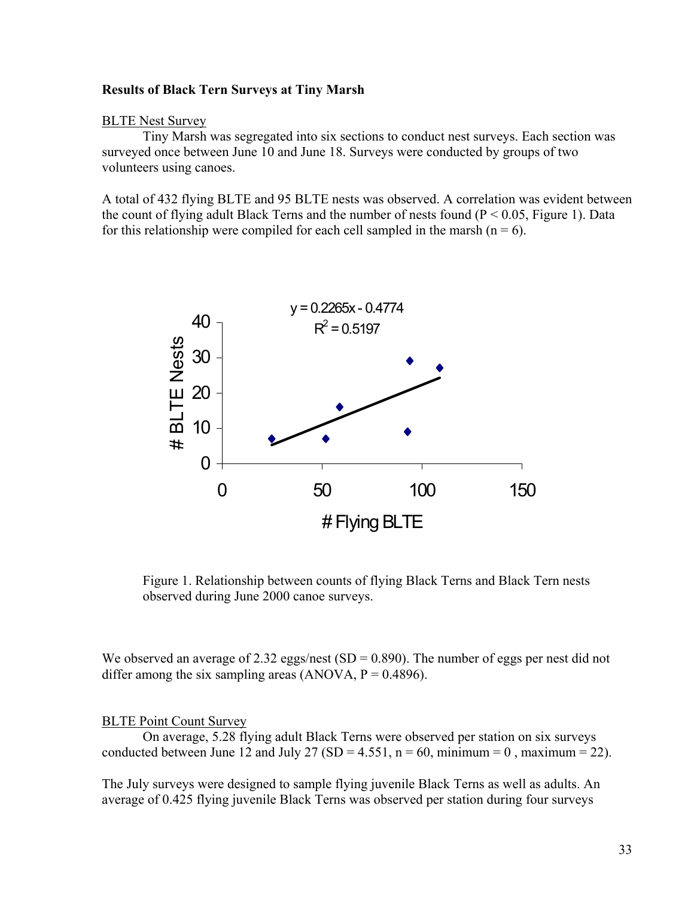**Results of Black Tern Surveys at Tiny Marsh**

BLTE Nest Survey

Tiny Marsh was segregated into six sections to conduct nest surveys. Each section was surveyed once between June 10 and June 18. Surveys were conducted by groups of two volunteers using canoes.

A total of 432 flying BLTE and 95 BLTE nests was observed. A correlation was evident between the count of flying adult Black Terns and the number of nests found ($P < 0.05$, Figure 1). Data for this relationship were compiled for each cell sampled in the marsh ($n = 6$).

Figure 1. Relationship between counts of flying Black Terns and Black Tern nests observed during June 2000 canoe surveys.

We observed an average of 2.32 eggs/nest (SD = 0.890). The number of eggs per nest did not differ among the six sampling areas (ANOVA, $P = 0.4896$).

BLTE Point Count Survey

On average, 5.28 flying adult Black Terns were observed per station on six surveys conducted between June 12 and July 27 (SD = 4.551, $n = 60$, minimum = 0 , maximum = 22).

The July surveys were designed to sample flying juvenile Black Terns as well as adults. An average of 0.425 flying juvenile Black Terns was observed per station during four surveys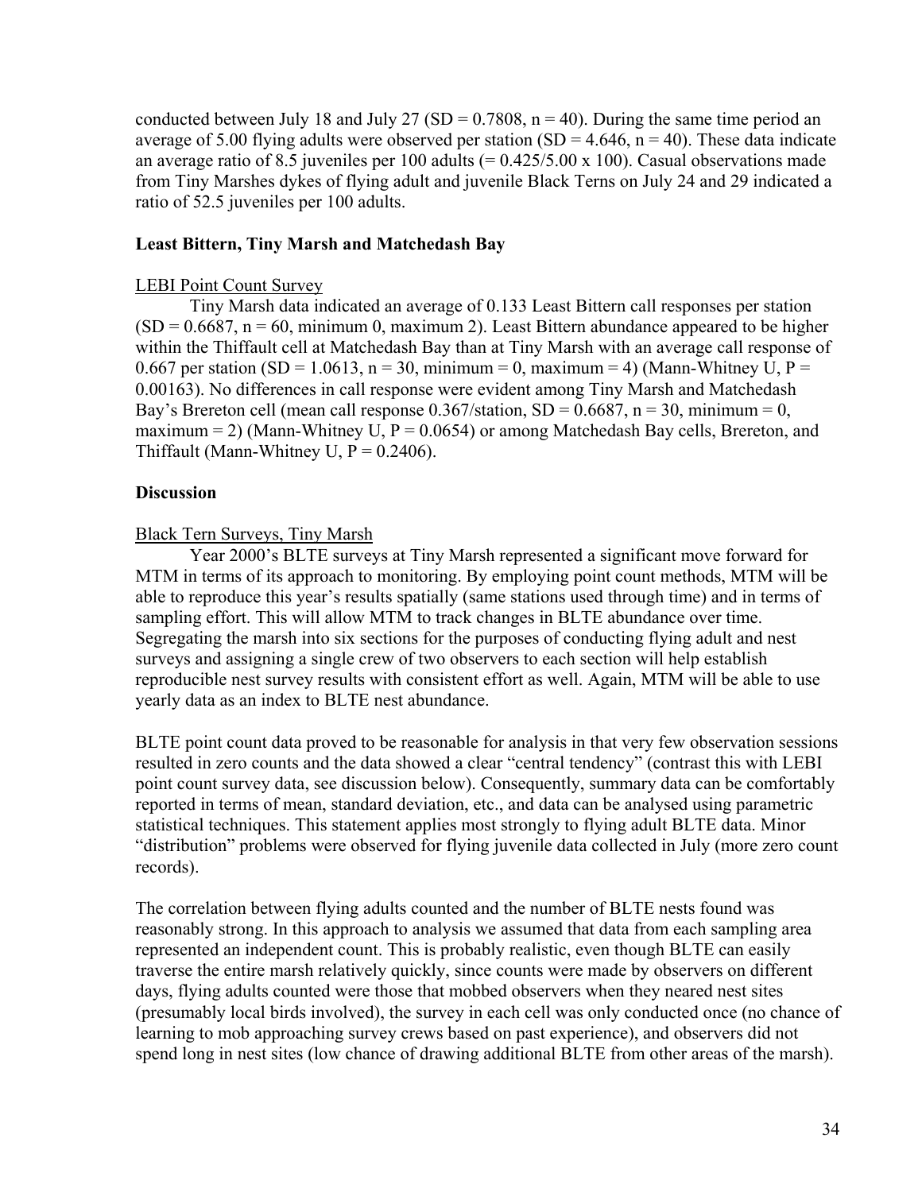conducted between July 18 and July 27 (SD = 0.7808, n = 40). During the same time period an average of 5.00 flying adults were observed per station (SD = 4.646, n = 40). These data indicate an average ratio of 8.5 juveniles per 100 adults (= 0.425/5.00 x 100). Casual observations made from Tiny Marshes dykes of flying adult and juvenile Black Terns on July 24 and 29 indicated a ratio of 52.5 juveniles per 100 adults.

**Least Bittern, Tiny Marsh and Matchedash Bay**

LEBI Point Count Survey

Tiny Marsh data indicated an average of 0.133 Least Bittern call responses per station (SD = 0.6687, n = 60, minimum 0, maximum 2). Least Bittern abundance appeared to be higher within the Thiffault cell at Matchedash Bay than at Tiny Marsh with an average call response of 0.667 per station (SD = 1.0613, n = 30, minimum = 0, maximum = 4) (Mann-Whitney U, P = 0.00163). No differences in call response were evident among Tiny Marsh and Matchedash Bay's Brereton cell (mean call response 0.367/station, SD = 0.6687, n = 30, minimum = 0, maximum = 2) (Mann-Whitney U, P = 0.0654) or among Matchedash Bay cells, Brereton, and Thiffault (Mann-Whitney U, P = 0.2406).

**Discussion**

Black Tern Surveys, Tiny Marsh

Year 2000's BLTE surveys at Tiny Marsh represented a significant move forward for MTM in terms of its approach to monitoring. By employing point count methods, MTM will be able to reproduce this year's results spatially (same stations used through time) and in terms of sampling effort. This will allow MTM to track changes in BLTE abundance over time. Segregating the marsh into six sections for the purposes of conducting flying adult and nest surveys and assigning a single crew of two observers to each section will help establish reproducible nest survey results with consistent effort as well. Again, MTM will be able to use yearly data as an index to BLTE nest abundance.

BLTE point count data proved to be reasonable for analysis in that very few observation sessions resulted in zero counts and the data showed a clear "central tendency" (contrast this with LEBI point count survey data, see discussion below). Consequently, summary data can be comfortably reported in terms of mean, standard deviation, etc., and data can be analysed using parametric statistical techniques. This statement applies most strongly to flying adult BLTE data. Minor "distribution" problems were observed for flying juvenile data collected in July (more zero count records).

The correlation between flying adults counted and the number of BLTE nests found was reasonably strong. In this approach to analysis we assumed that data from each sampling area represented an independent count. This is probably realistic, even though BLTE can easily traverse the entire marsh relatively quickly, since counts were made by observers on different days, flying adults counted were those that mobbed observers when they neared nest sites (presumably local birds involved), the survey in each cell was only conducted once (no chance of learning to mob approaching survey crews based on past experience), and observers did not spend long in nest sites (low chance of drawing additional BLTE from other areas of the marsh).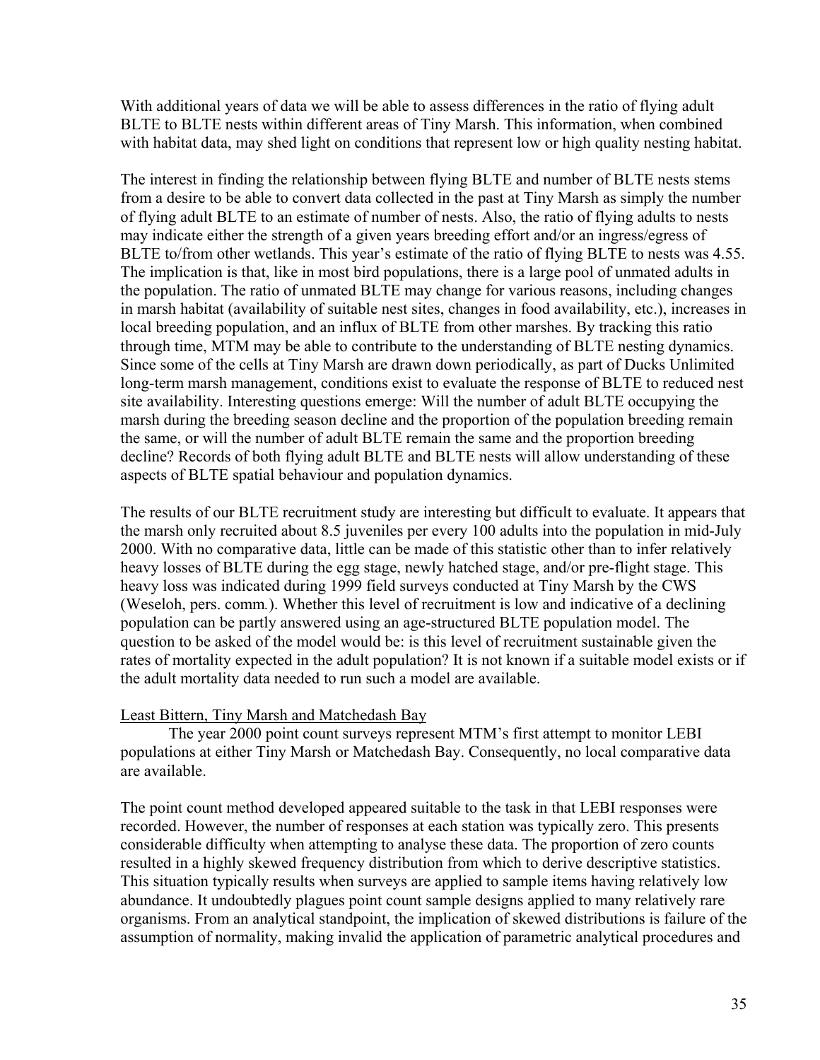With additional years of data we will be able to assess differences in the ratio of flying adult BLTE to BLTE nests within different areas of Tiny Marsh. This information, when combined with habitat data, may shed light on conditions that represent low or high quality nesting habitat.

The interest in finding the relationship between flying BLTE and number of BLTE nests stems from a desire to be able to convert data collected in the past at Tiny Marsh as simply the number of flying adult BLTE to an estimate of number of nests. Also, the ratio of flying adults to nests may indicate either the strength of a given years breeding effort and/or an ingress/egress of BLTE to/from other wetlands. This year's estimate of the ratio of flying BLTE to nests was 4.55. The implication is that, like in most bird populations, there is a large pool of unmated adults in the population. The ratio of unmated BLTE may change for various reasons, including changes in marsh habitat (availability of suitable nest sites, changes in food availability, etc.), increases in local breeding population, and an influx of BLTE from other marshes. By tracking this ratio through time, MTM may be able to contribute to the understanding of BLTE nesting dynamics. Since some of the cells at Tiny Marsh are drawn down periodically, as part of Ducks Unlimited long-term marsh management, conditions exist to evaluate the response of BLTE to reduced nest site availability. Interesting questions emerge: Will the number of adult BLTE occupying the marsh during the breeding season decline and the proportion of the population breeding remain the same, or will the number of adult BLTE remain the same and the proportion breeding decline? Records of both flying adult BLTE and BLTE nests will allow understanding of these aspects of BLTE spatial behaviour and population dynamics.

The results of our BLTE recruitment study are interesting but difficult to evaluate. It appears that the marsh only recruited about 8.5 juveniles per every 100 adults into the population in mid-July 2000. With no comparative data, little can be made of this statistic other than to infer relatively heavy losses of BLTE during the egg stage, newly hatched stage, and/or pre-flight stage. This heavy loss was indicated during 1999 field surveys conducted at Tiny Marsh by the CWS (Weseloh, pers. comm.). Whether this level of recruitment is low and indicative of a declining population can be partly answered using an age-structured BLTE population model. The question to be asked of the model would be: is this level of recruitment sustainable given the rates of mortality expected in the adult population? It is not known if a suitable model exists or if the adult mortality data needed to run such a model are available.

Least Bittern, Tiny Marsh and Matchedash Bay

The year 2000 point count surveys represent MTM's first attempt to monitor LEBI populations at either Tiny Marsh or Matchedash Bay. Consequently, no local comparative data are available.

The point count method developed appeared suitable to the task in that LEBI responses were recorded. However, the number of responses at each station was typically zero. This presents considerable difficulty when attempting to analyse these data. The proportion of zero counts resulted in a highly skewed frequency distribution from which to derive descriptive statistics. This situation typically results when surveys are applied to sample items having relatively low abundance. It undoubtedly plagues point count sample designs applied to many relatively rare organisms. From an analytical standpoint, the implication of skewed distributions is failure of the assumption of normality, making invalid the application of parametric analytical procedures and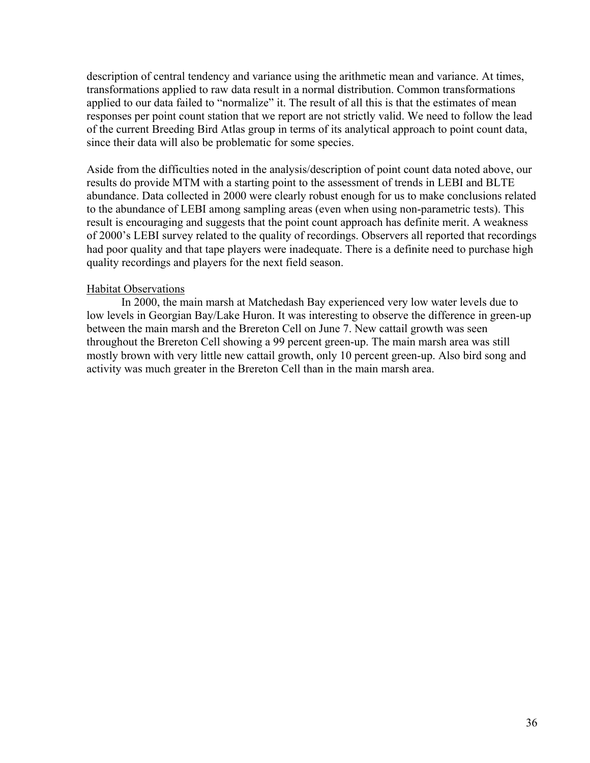description of central tendency and variance using the arithmetic mean and variance. At times, transformations applied to raw data result in a normal distribution. Common transformations applied to our data failed to "normalize" it. The result of all this is that the estimates of mean responses per point count station that we report are not strictly valid. We need to follow the lead of the current Breeding Bird Atlas group in terms of its analytical approach to point count data, since their data will also be problematic for some species.

Aside from the difficulties noted in the analysis/description of point count data noted above, our results do provide MTM with a starting point to the assessment of trends in LEBI and BLTE abundance. Data collected in 2000 were clearly robust enough for us to make conclusions related to the abundance of LEBI among sampling areas (even when using non-parametric tests). This result is encouraging and suggests that the point count approach has definite merit. A weakness of 2000's LEBI survey related to the quality of recordings. Observers all reported that recordings had poor quality and that tape players were inadequate. There is a definite need to purchase high quality recordings and players for the next field season.

Habitat Observations

In 2000, the main marsh at Matchedash Bay experienced very low water levels due to low levels in Georgian Bay/Lake Huron. It was interesting to observe the difference in green-up between the main marsh and the Brereton Cell on June 7. New cattail growth was seen throughout the Brereton Cell showing a 99 percent green-up. The main marsh area was still mostly brown with very little new cattail growth, only 10 percent green-up. Also bird song and activity was much greater in the Brereton Cell than in the main marsh area.